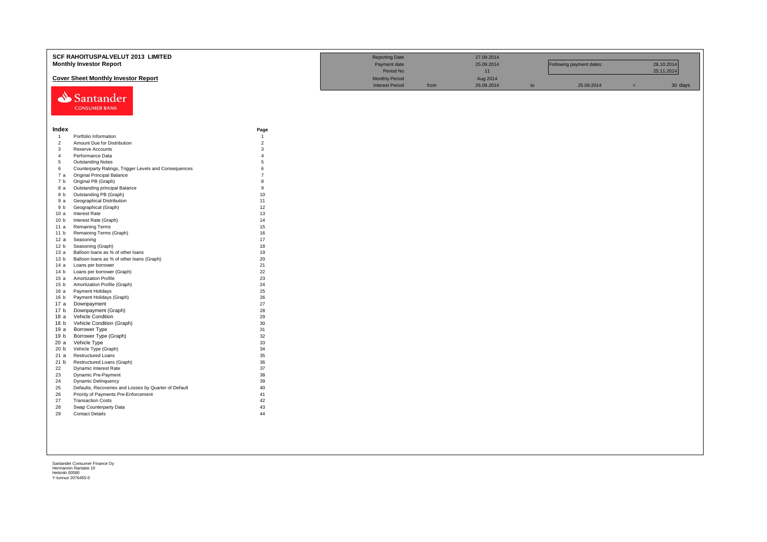# SCF RAHOITUSPALVELUT 2013 LIMITED

## Monthly Investor Report

### Cover Sheet Monthly Investor Report

| | | | | | | | |
|---|---|---|---|---|---|---|---|
| Reporting Date | | 27.09.2014 | | | | | |
| Payment date | | 25.09.2014 | | Following payment dates: | | 28.10.2014 | |
| Period No | | 11 | | | | 25.11.2014 | |
| Monthly Period | | Aug 2014 | | | | | |
| Interest Period | from | 26.08.2014 | to | 25.09.2014 | = | 30 | days |

Santander CONSUMER BANK

| Index | | Page |
|---|---|---|
| 1 | Portfolio Information | 1 |
| 2 | Amount Due for Distribution | 2 |
| 3 | Reserve Accounts | 3 |
| 4 | Performance Data | 4 |
| 5 | Outstanding Notes | 5 |
| 6 | Counterparty Ratings, Trigger Levels and Consequences | 6 |
| 7 a | Original Principal Balance | 7 |
| 7 b | Original PB (Graph) | 8 |
| 8 a | Outstanding principal Balance | 9 |
| 8 b | Outstanding PB (Graph) | 10 |
| 9 a | Geographical Distribution | 11 |
| 9 b | Geographical (Graph) | 12 |
| 10 a | Interest Rate | 13 |
| 10 b | Interest Rate (Graph) | 14 |
| 11 a | Remaining Terms | 15 |
| 11 b | Remaining Terms (Graph) | 16 |
| 12 a | Seasoning | 17 |
| 12 b | Seasoning (Graph) | 18 |
| 13 a | Balloon loans as % of other loans | 19 |
| 13 b | Balloon loans as % of other loans (Graph) | 20 |
| 14 a | Loans per borrower | 21 |
| 14 b | Loans per borrower (Graph) | 22 |
| 15 a | Amortization Profile | 23 |
| 15 b | Amortization Profile (Graph) | 24 |
| 16 a | Payment Holidays | 25 |
| 16 b | Payment Holidays (Graph) | 26 |
| 17 a | Downpayment | 27 |
| 17 b | Downpayment (Graph) | 28 |
| 18 a | Vehicle Condition | 29 |
| 18 b | Vehicle Condition (Graph) | 30 |
| 19 a | Borrower Type | 31 |
| 19 b | Borrower Type (Graph) | 32 |
| 20 a | Vehicle Type | 33 |
| 20 b | Vehicle Type (Graph) | 34 |
| 21 a | Restructured Loans | 35 |
| 21 b | Restructured Loans (Graph) | 36 |
| 22 | Dynamic Interest Rate | 37 |
| 23 | Dynamic Pre-Payment | 38 |
| 24 | Dynamic Delinquency | 39 |
| 25 | Defaults, Recoveries and Losses by Quarter of Default | 40 |
| 26 | Priority of Payments Pre-Enforcement | 41 |
| 27 | Transaction Costs | 42 |
| 28 | Swap Counterparty Data | 43 |
| 29 | Contact Details | 44 |

Santander Consumer Finance Oy
Hermannin Rantatie 10
Helsinki 00580
Y-tunnus 2076455-0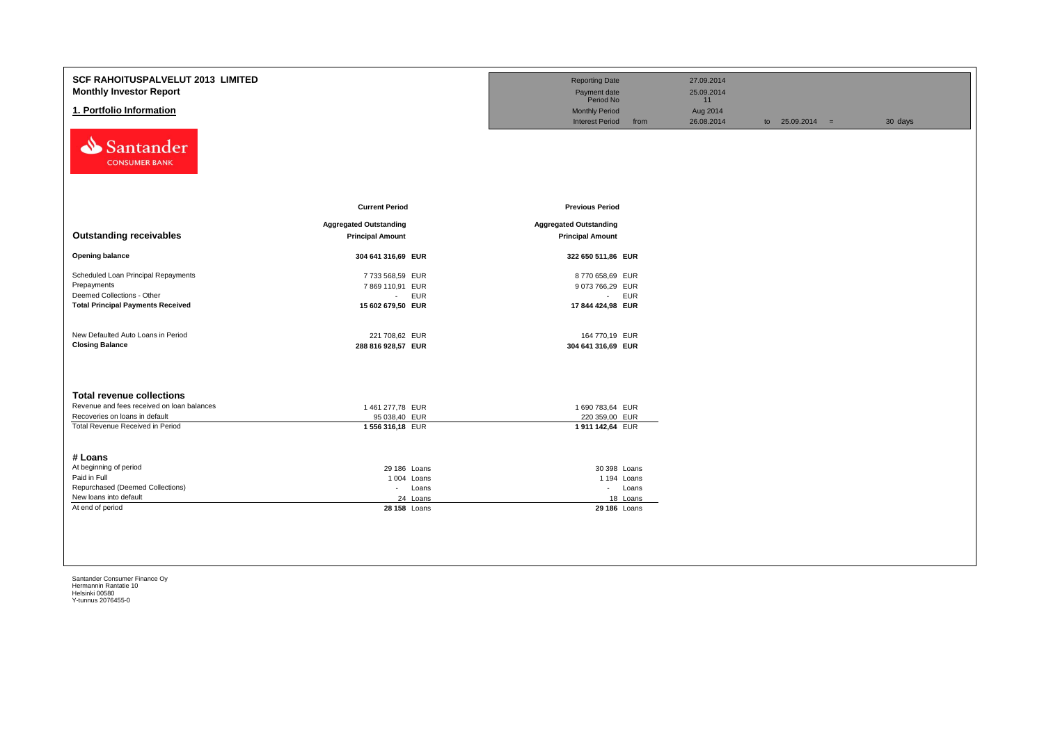# SCF RAHOITUSPALVELUT 2013 LIMITED

## Monthly Investor Report

## 1. Portfolio Information

| | | | | | |
|---|---|---|---|---|---|
| Reporting Date | | 27.09.2014 | | | |
| Payment date | | 25.09.2014 | | | |
| Period No | | 11 | | | |
| Monthly Period | | Aug 2014 | | | |
| Interest Period | from | 26.08.2014 | to | 25.09.2014 = | 30 days |

| | Current Period | | Previous Period | |
|---|---|---|---|---|
| **Outstanding receivables** | **Aggregated Outstanding Principal Amount** | | **Aggregated Outstanding Principal Amount** | |
| **Opening balance** | **304 641 316,69** | **EUR** | **322 650 511,86** | **EUR** |
| Scheduled Loan Principal Repayments | 7 733 568,59 | EUR | 8 770 658,69 | EUR |
| Prepayments | 7 869 110,91 | EUR | 9 073 766,29 | EUR |
| Deemed Collections - Other | - | EUR | - | EUR |
| **Total Principal Payments Received** | **15 602 679,50** | **EUR** | **17 844 424,98** | **EUR** |
| New Defaulted Auto Loans in Period | 221 708,62 | EUR | 164 770,19 | EUR |
| **Closing Balance** | **288 816 928,57** | **EUR** | **304 641 316,69** | **EUR** |

| **Total revenue collections** | | | | |
|---|---|---|---|---|
| Revenue and fees received on loan balances | 1 461 277,78 | EUR | 1 690 783,64 | EUR |
| Recoveries on loans in default | 95 038,40 | EUR | 220 359,00 | EUR |
| Total Revenue Received in Period | **1 556 316,18** | EUR | **1 911 142,64** | EUR |

| **# Loans** | | | | |
|---|---|---|---|---|
| At beginning of period | 29 186 | Loans | 30 398 | Loans |
| Paid in Full | 1 004 | Loans | 1 194 | Loans |
| Repurchased (Deemed Collections) | - | Loans | - | Loans |
| New loans into default | 24 | Loans | 18 | Loans |
| At end of period | **28 158** | Loans | **29 186** | Loans |

Santander Consumer Finance Oy
Hermannin Rantatie 10
Helsinki 00580
Y-tunnus 2076455-0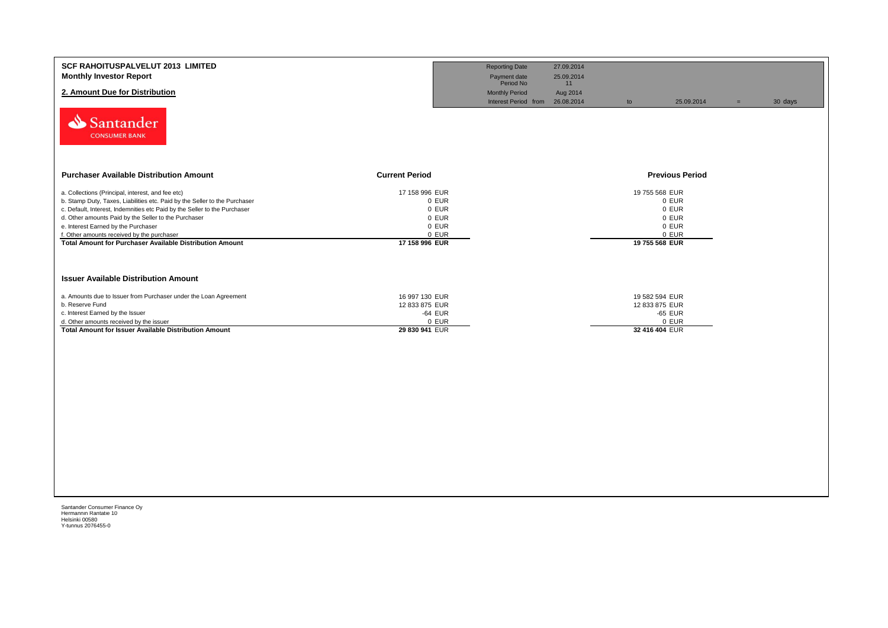**SCF RAHOITUSPALVELUT 2013 LIMITED**
**Monthly Investor Report**

## 2. Amount Due for Distribution

| | | | | | | |
|---|---|---|---|---|---|---|
| Reporting Date | 27.09.2014 | | | | | |
| Payment date | 25.09.2014 | | | | | |
| Period No | 11 | | | | | |
| Monthly Period | Aug 2014 | | | | | |
| Interest Period from | 26.08.2014 | to | 25.09.2014 | = | 30 days | |

Santander CONSUMER BANK

| Purchaser Available Distribution Amount | Current Period | Previous Period |
|---|---|---|
| a. Collections (Principal, interest, and fee etc) | 17 158 996 EUR | 19 755 568 EUR |
| b. Stamp Duty, Taxes, Liabilities etc. Paid by the Seller to the Purchaser | 0 EUR | 0 EUR |
| c. Default, Interest, Indemnities etc Paid by the Seller to the Purchaser | 0 EUR | 0 EUR |
| d. Other amounts Paid by the Seller to the Purchaser | 0 EUR | 0 EUR |
| e. Interest Earned by the Purchaser | 0 EUR | 0 EUR |
| f. Other amounts received by the purchaser | 0 EUR | 0 EUR |
| **Total Amount for Purchaser Available Distribution Amount** | **17 158 996 EUR** | **19 755 568 EUR** |

| Issuer Available Distribution Amount | Current Period | Previous Period |
|---|---|---|
| a. Amounts due to Issuer from Purchaser under the Loan Agreement | 16 997 130 EUR | 19 582 594 EUR |
| b. Reserve Fund | 12 833 875 EUR | 12 833 875 EUR |
| c. Interest Earned by the Issuer | -64 EUR | -65 EUR |
| d. Other amounts received by the issuer | 0 EUR | 0 EUR |
| **Total Amount for Issuer Available Distribution Amount** | **29 830 941 EUR** | **32 416 404 EUR** |

Santander Consumer Finance Oy
Hermannin Rantatie 10
Helsinki 00580
Y-tunnus 2076455-0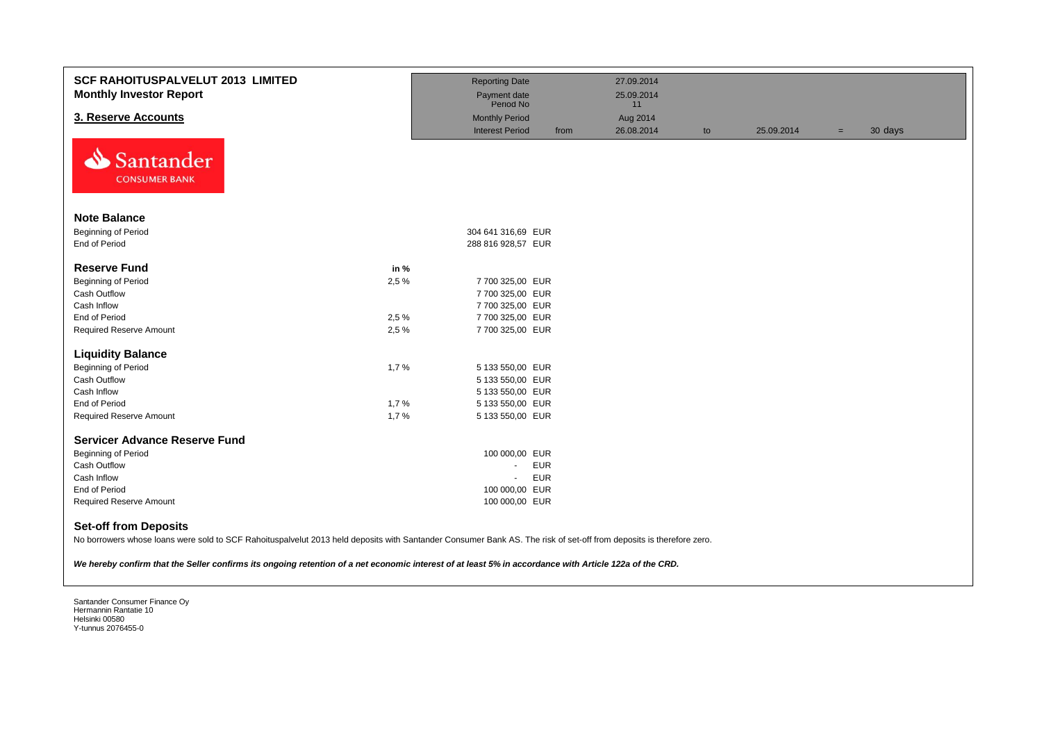**SCF RAHOITUSPALVELUT 2013 LIMITED**
**Monthly Investor Report**

| | | | | | | | |
|---|---|---|---|---|---|---|---|
| Reporting Date | | 27.09.2014 | | | | | |
| Payment date | | 25.09.2014 | | | | | |
| Period No | | 11 | | | | | |
| Monthly Period | | Aug 2014 | | | | | |
| Interest Period | from | 26.08.2014 | to | 25.09.2014 | = | 30 days | |

## 3. Reserve Accounts

### Note Balance

| | | |
|---|---|---|
| Beginning of Period | | 304 641 316,69 EUR |
| End of Period | | 288 816 928,57 EUR |

### Reserve Fund

| | in % | |
|---|---|---|
| Beginning of Period | 2,5 % | 7 700 325,00 EUR |
| Cash Outflow | | 7 700 325,00 EUR |
| Cash Inflow | | 7 700 325,00 EUR |
| End of Period | 2,5 % | 7 700 325,00 EUR |
| Required Reserve Amount | 2,5 % | 7 700 325,00 EUR |

### Liquidity Balance

| | in % | |
|---|---|---|
| Beginning of Period | 1,7 % | 5 133 550,00 EUR |
| Cash Outflow | | 5 133 550,00 EUR |
| Cash Inflow | | 5 133 550,00 EUR |
| End of Period | 1,7 % | 5 133 550,00 EUR |
| Required Reserve Amount | 1,7 % | 5 133 550,00 EUR |

### Servicer Advance Reserve Fund

| | |
|---|---|
| Beginning of Period | 100 000,00 EUR |
| Cash Outflow | - EUR |
| Cash Inflow | - EUR |
| End of Period | 100 000,00 EUR |
| Required Reserve Amount | 100 000,00 EUR |

### Set-off from Deposits

No borrowers whose loans were sold to SCF Rahoituspalvelut 2013 held deposits with Santander Consumer Bank AS. The risk of set-off from deposits is therefore zero.

***We hereby confirm that the Seller confirms its ongoing retention of a net economic interest of at least 5% in accordance with Article 122a of the CRD.***

Santander Consumer Finance Oy
Hermannin Rantatie 10
Helsinki 00580
Y-tunnus 2076455-0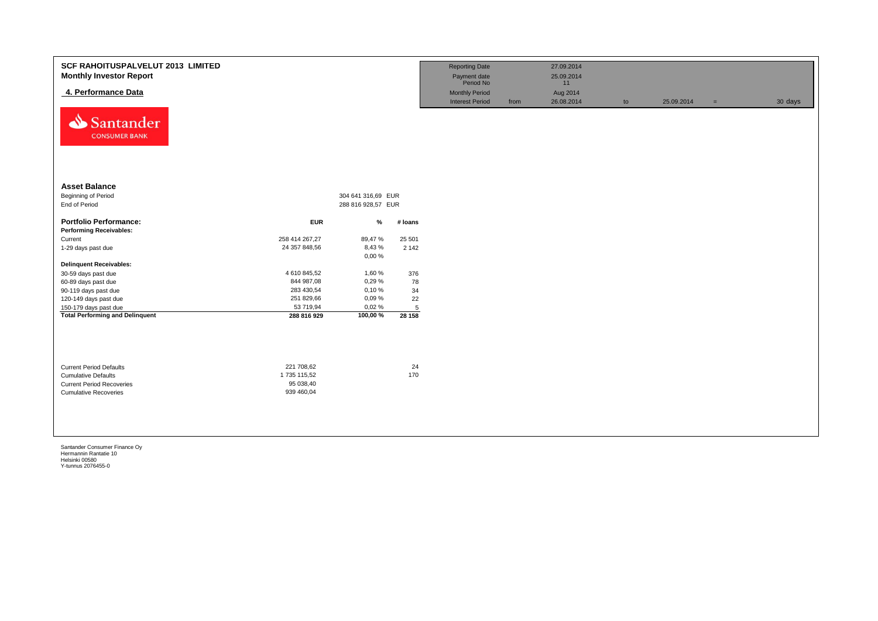# SCF RAHOITUSPALVELUT 2013 LIMITED
## Monthly Investor Report

### 4. Performance Data

| | | | | | | |
|---|---|---|---|---|---|---|
| Reporting Date | | 27.09.2014 | | | | |
| Payment date Period No | | 25.09.2014 11 | | | | |
| Monthly Period | | Aug 2014 | | | | |
| Interest Period | from | 26.08.2014 | to | 25.09.2014 | = | 30 days |

Santander CONSUMER BANK

**Asset Balance**

| | | |
|---|---|---|
| Beginning of Period | 304 641 316,69 | EUR |
| End of Period | 288 816 928,57 | EUR |

| **Portfolio Performance:** | **EUR** | **%** | **# loans** |
|---|---|---|---|
| **Performing Receivables:** | | | |
| Current | 258 414 267,27 | 89,47 % | 25 501 |
| 1-29 days past due | 24 357 848,56 | 8,43 % | 2 142 |
| | | 0,00 % | |
| **Delinquent Receivables:** | | | |
| 30-59 days past due | 4 610 845,52 | 1,60 % | 376 |
| 60-89 days past due | 844 987,08 | 0,29 % | 78 |
| 90-119 days past due | 283 430,54 | 0,10 % | 34 |
| 120-149 days past due | 251 829,66 | 0,09 % | 22 |
| 150-179 days past due | 53 719,94 | 0,02 % | 5 |
| **Total Performing and Delinquent** | **288 816 929** | **100,00 %** | **28 158** |

| | | |
|---|---|---|
| Current Period Defaults | 221 708,62 | 24 |
| Cumulative Defaults | 1 735 115,52 | 170 |
| Current Period Recoveries | 95 038,40 | |
| Cumulative Recoveries | 939 460,04 | |

Santander Consumer Finance Oy
Hermannin Rantatie 10
Helsinki 00580
Y-tunnus 2076455-0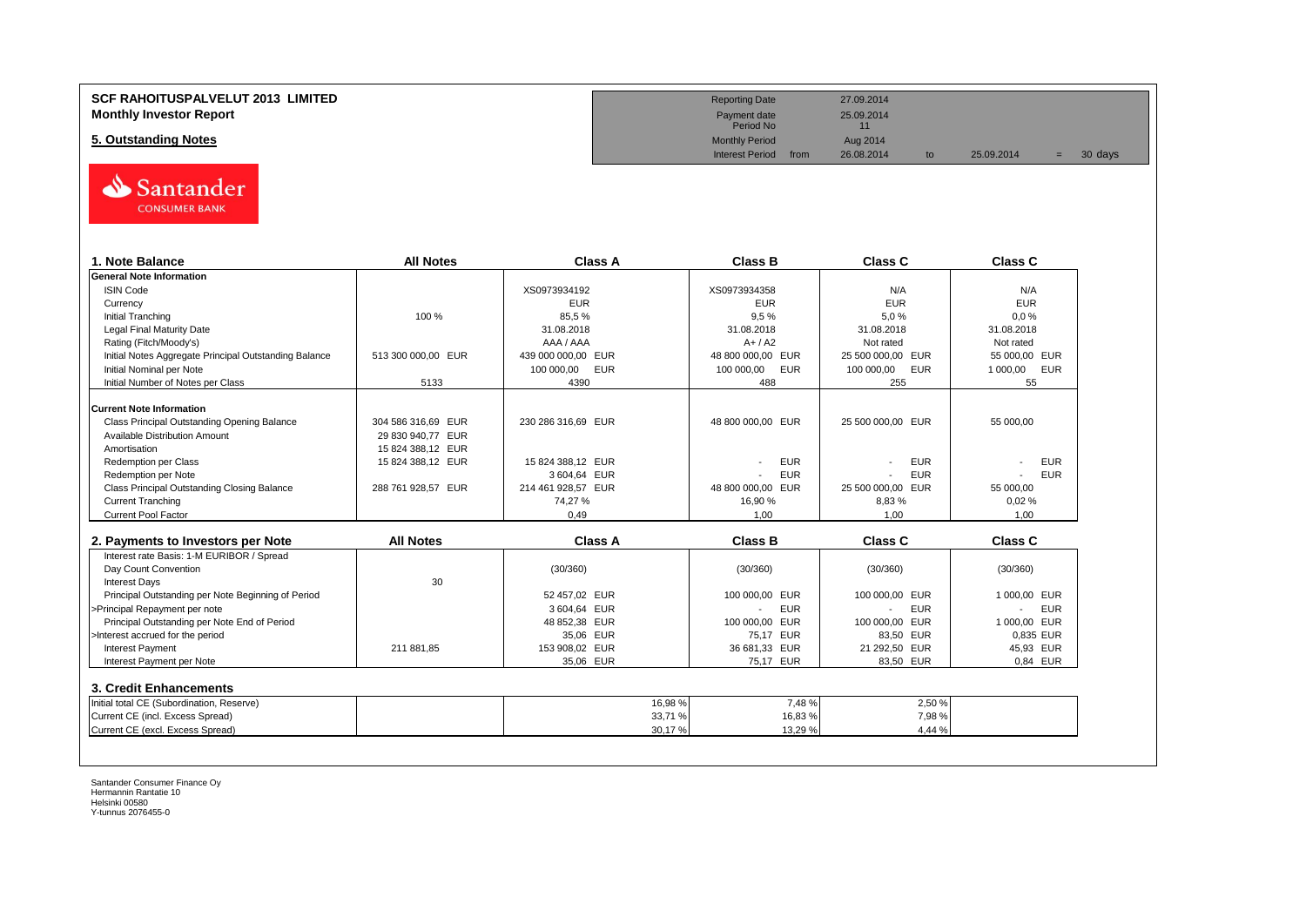# SCF RAHOITUSPALVELUT 2013 LIMITED
## Monthly Investor Report

## 5. Outstanding Notes

| | | | | | |
|---|---|---|---|---|---|
| Reporting Date | | 27.09.2014 | | | |
| Payment date | | 25.09.2014 | | | |
| Period No | | 11 | | | |
| Monthly Period | | Aug 2014 | | | |
| Interest Period | from | 26.08.2014 | to | 25.09.2014 | = 30 days |

| 1. Note Balance | All Notes | Class A | Class B | Class C | Class C |
|---|---|---|---|---|---|
| **General Note Information** | | | | | |
| ISIN Code | | XS0973934192 | XS0973934358 | N/A | N/A |
| Currency | | EUR | EUR | EUR | EUR |
| Initial Tranching | 100 % | 85,5 % | 9,5 % | 5,0 % | 0,0 % |
| Legal Final Maturity Date | | 31.08.2018 | 31.08.2018 | 31.08.2018 | 31.08.2018 |
| Rating (Fitch/Moody's) | | AAA / AAA | A+ / A2 | Not rated | Not rated |
| Initial Notes Aggregate Principal Outstanding Balance | 513 300 000,00 EUR | 439 000 000,00 EUR | 48 800 000,00 EUR | 25 500 000,00 EUR | 55 000,00 EUR |
| Initial Nominal per Note | | 100 000,00 EUR | 100 000,00 EUR | 100 000,00 EUR | 1 000,00 EUR |
| Initial Number of Notes per Class | 5133 | 4390 | 488 | 255 | 55 |
| **Current Note Information** | | | | | |
| Class Principal Outstanding Opening Balance | 304 586 316,69 EUR | 230 286 316,69 EUR | 48 800 000,00 EUR | 25 500 000,00 EUR | 55 000,00 |
| Available Distribution Amount | 29 830 940,77 EUR | | | | |
| Amortisation | 15 824 388,12 EUR | | | | |
| Redemption per Class | 15 824 388,12 EUR | 15 824 388,12 EUR | - EUR | - EUR | - EUR |
| Redemption per Note | | 3 604,64 EUR | - EUR | - EUR | - EUR |
| Class Principal Outstanding Closing Balance | 288 761 928,57 EUR | 214 461 928,57 EUR | 48 800 000,00 EUR | 25 500 000,00 EUR | 55 000,00 |
| Current Tranching | | 74,27 % | 16,90 % | 8,83 % | 0,02 % |
| Current Pool Factor | | 0,49 | 1,00 | 1,00 | 1,00 |

| 2. Payments to Investors per Note | All Notes | Class A | Class B | Class C | Class C |
|---|---|---|---|---|---|
| Interest rate Basis: 1-M EURIBOR / Spread | | | | | |
| Day Count Convention | | (30/360) | (30/360) | (30/360) | (30/360) |
| Interest Days | 30 | | | | |
| Principal Outstanding per Note Beginning of Period | | 52 457,02 EUR | 100 000,00 EUR | 100 000,00 EUR | 1 000,00 EUR |
| >Principal Repayment per note | | 3 604,64 EUR | - EUR | - EUR | - EUR |
| Principal Outstanding per Note End of Period | | 48 852,38 EUR | 100 000,00 EUR | 100 000,00 EUR | 1 000,00 EUR |
| >Interest accrued for the period | | 35,06 EUR | 75,17 EUR | 83,50 EUR | 0,835 EUR |
| Interest Payment | 211 881,85 | 153 908,02 EUR | 36 681,33 EUR | 21 292,50 EUR | 45,93 EUR |
| Interest Payment per Note | | 35,06 EUR | 75,17 EUR | 83,50 EUR | 0,84 EUR |

| 3. Credit Enhancements | | | | | |
|---|---|---|---|---|---|
| Initial total CE (Subordination, Reserve) | | 16,98 % | 7,48 % | 2,50 % | |
| Current CE (incl. Excess Spread) | | 33,71 % | 16,83 % | 7,98 % | |
| Current CE (excl. Excess Spread) | | 30,17 % | 13,29 % | 4,44 % | |

Santander Consumer Finance Oy
Hermannin Rantatie 10
Helsinki 00580
Y-tunnus 2076455-0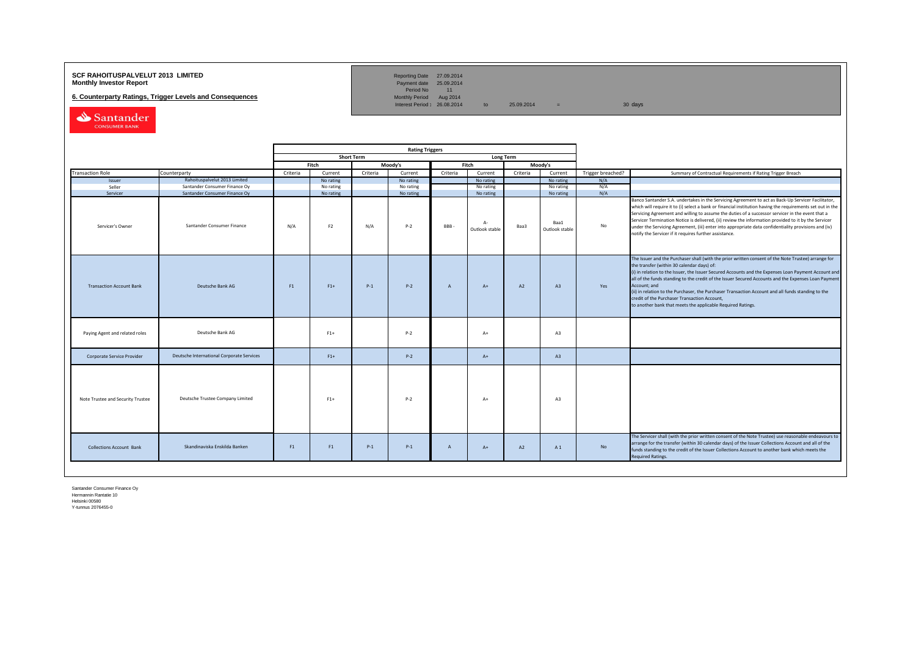**SCF RAHOITUSPALVELUT 2013 LIMITED**
**Monthly Investor Report**

**6. Counterparty Ratings, Trigger Levels and Consequences**

| | | | | |
|---|---|---|---|---|
| Reporting Date | 27.09.2014 | | | |
| Payment date | 25.09.2014 | | | |
| Period No | 11 | | | |
| Monthly Period | Aug 2014 | | | |
| Interest Period : | 26.08.2014 | to | 25.09.2014 | = 30 days |

| | | Rating Triggers | | | | | | | | | |
|---|---|---|---|---|---|---|---|---|---|---|---|
| | | Short Term | | | | Long Term | | | | | |
| | | Fitch | | Moody's | | Fitch | | Moody's | | | |
| Transaction Role | Counterparty | Criteria | Current | Criteria | Current | Criteria | Current | Criteria | Current | Trigger breached? | Summary of Contractual Requirements if Rating Trigger Breach |
| Issuer | Rahoituspalvelut 2013 Limited | | No rating | | No rating | | No rating | | No rating | N/A | |
| Seller | Santander Consumer Finance Oy | | No rating | | No rating | | No rating | | No rating | N/A | |
| Servicer | Santander Consumer Finance Oy | | No rating | | No rating | | No rating | | No rating | N/A | |
| Servicer's Owner | Santander Consumer Finance | N/A | F2 | N/A | P-2 | BBB - | A- Outlook stable | Baa3 | Baa1 Outlook stable | No | Banco Santander S.A. undertakes in the Servicing Agreement to act as Back-Up Servicer Facilitator, which will require it to (i) select a bank or financial institution having the requirements set out in the Servicing Agreement and willing to assume the duties of a successor servicer in the event that a Servicer Termination Notice is delivered, (ii) review the information provided to it by the Servicer under the Servicing Agreement, (iii) enter into appropriate data confidentiality provisions and (iv) notify the Servicer if it requires further assistance. |
| Transaction Account Bank | Deutsche Bank AG | F1 | F1+ | P-1 | P-2 | A | A+ | A2 | A3 | Yes | The Issuer and the Purchaser shall (with the prior written consent of the Note Trustee) arrange for the transfer (within 30 calendar days) of: (i) in relation to the Issuer, the Issuer Secured Accounts and the Expenses Loan Payment Account and all of the funds standing to the credit of the Issuer Secured Accounts and the Expenses Loan Payment Account; and (ii) in relation to the Purchaser, the Purchaser Transaction Account and all funds standing to the credit of the Purchaser Transaction Account, to another bank that meets the applicable Required Ratings. |
| Paying Agent and related roles | Deutsche Bank AG | | F1+ | | P-2 | | A+ | | A3 | | |
| Corporate Service Provider | Deutsche International Corporate Services | | F1+ | | P-2 | | A+ | | A3 | | |
| Note Trustee and Security Trustee | Deutsche Trustee Company Limited | | F1+ | | P-2 | | A+ | | A3 | | |
| Collections Account Bank | Skandinaviska Enskilda Banken | F1 | F1 | P-1 | P-1 | A | A+ | A2 | A 1 | No | The Servicer shall (with the prior written consent of the Note Trustee) use reasonable endeavours to arrange for the transfer (within 30 calendar days) of the Issuer Collections Account and all of the funds standing to the credit of the Issuer Collections Account to another bank which meets the Required Ratings. |

Santander Consumer Finance Oy
Hermannin Rantatie 10
Helsinki 00580
Y-tunnus 2076455-0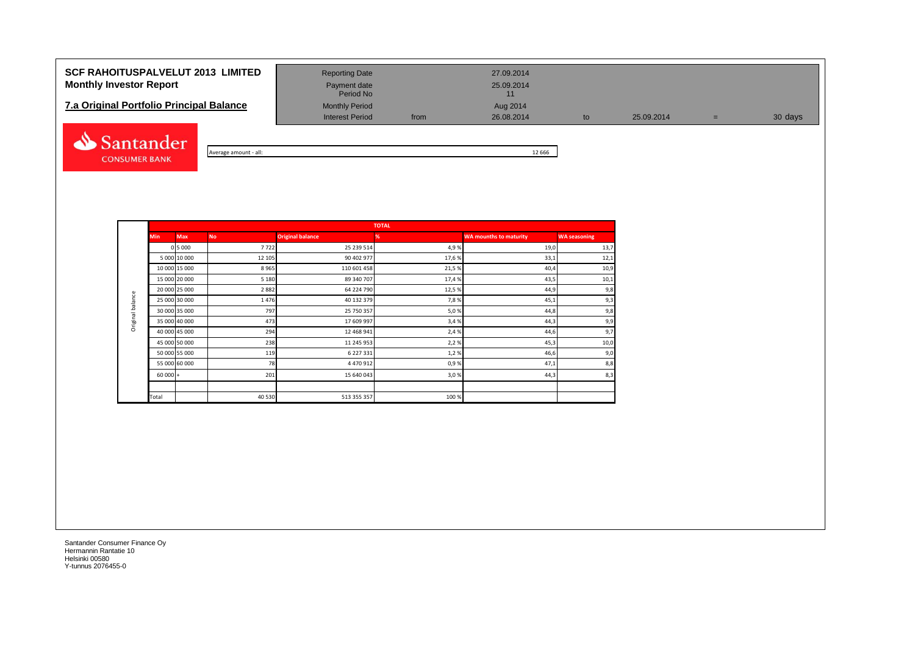# SCF RAHOITUSPALVELUT 2013 LIMITED
## Monthly Investor Report

## 7.a Original Portfolio Principal Balance

| | | | | | | |
|---|---|---|---|---|---|---|
| Reporting Date | | 27.09.2014 | | | | |
| Payment date | | 25.09.2014 | | | | |
| Period No | | 11 | | | | |
| Monthly Period | | Aug 2014 | | | | |
| Interest Period | from | 26.08.2014 | to | 25.09.2014 | = | 30 days |

Santander CONSUMER BANK

| Average amount - all: | 12 666 |
|---|---|

| | TOTAL | | | | | | |
|---|---|---|---|---|---|---|---|
| | Min | Max | No | Original balance | % | WA mounths to maturity | WA seasoning |
| Original balance | 0 | 5 000 | 7 722 | 25 239 514 | 4,9 % | 19,0 | 13,7 |
| | 5 000 | 10 000 | 12 105 | 90 402 977 | 17,6 % | 33,1 | 12,1 |
| | 10 000 | 15 000 | 8 965 | 110 601 458 | 21,5 % | 40,4 | 10,9 |
| | 15 000 | 20 000 | 5 180 | 89 340 707 | 17,4 % | 43,5 | 10,1 |
| | 20 000 | 25 000 | 2 882 | 64 224 790 | 12,5 % | 44,9 | 9,8 |
| | 25 000 | 30 000 | 1 476 | 40 132 379 | 7,8 % | 45,1 | 9,3 |
| | 30 000 | 35 000 | 797 | 25 750 357 | 5,0 % | 44,8 | 9,8 |
| | 35 000 | 40 000 | 473 | 17 609 997 | 3,4 % | 44,3 | 9,9 |
| | 40 000 | 45 000 | 294 | 12 468 941 | 2,4 % | 44,6 | 9,7 |
| | 45 000 | 50 000 | 238 | 11 245 953 | 2,2 % | 45,3 | 10,0 |
| | 50 000 | 55 000 | 119 | 6 227 331 | 1,2 % | 46,6 | 9,0 |
| | 55 000 | 60 000 | 78 | 4 470 912 | 0,9 % | 47,1 | 8,8 |
| | 60 000 | + | 201 | 15 640 043 | 3,0 % | 44,3 | 8,3 |
| | | | | | | | |
| | Total | | 40 530 | 513 355 357 | 100 % | | |

Santander Consumer Finance Oy
Hermannin Rantatie 10
Helsinki 00580
Y-tunnus 2076455-0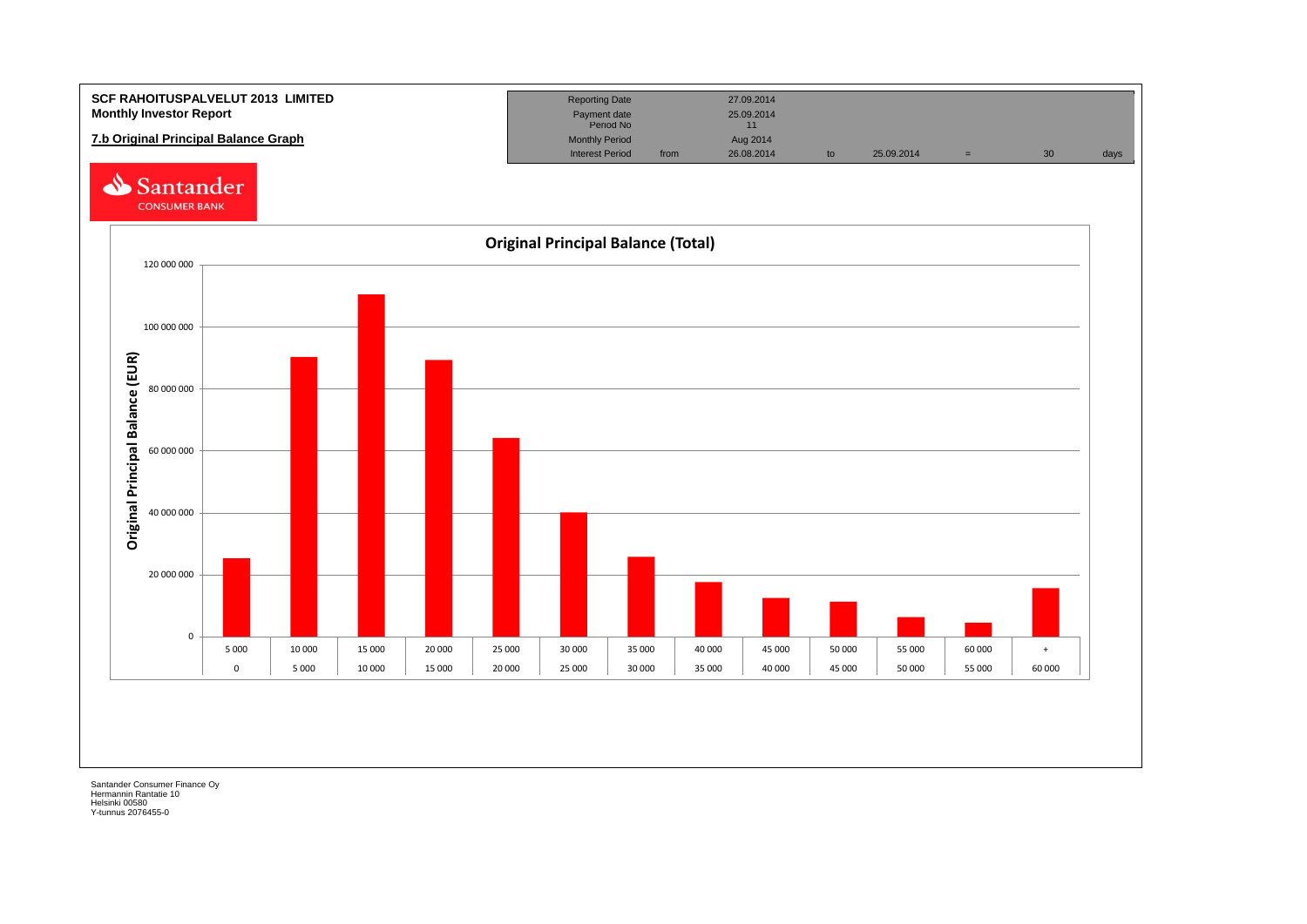**SCF RAHOITUSPALVELUT 2013 LIMITED**
**Monthly Investor Report**

**7.b Original Principal Balance Graph**

| Reporting Date | | 27.09.2014 | | | | | |
|---|---|---|---|---|---|---|---|
| Payment date | | 25.09.2014 | | | | | |
| Period No | | 11 | | | | | |
| Monthly Period | | Aug 2014 | | | | | |
| Interest Period | from | 26.08.2014 | to | 25.09.2014 | = | 30 | days |

Santander CONSUMER BANK

**Original Principal Balance (Total)**

Original Principal Balance (EUR)

| Upper bound | 5 000 | 10 000 | 15 000 | 20 000 | 25 000 | 30 000 | 35 000 | 40 000 | 45 000 | 50 000 | 55 000 | 60 000 | + |
|---|---|---|---|---|---|---|---|---|---|---|---|---|---|
| Lower bound | 0 | 5 000 | 10 000 | 15 000 | 20 000 | 25 000 | 30 000 | 35 000 | 40 000 | 45 000 | 50 000 | 55 000 | 60 000 |

Santander Consumer Finance Oy
Hermannin Rantatie 10
Helsinki 00580
Y-tunnus 2076455-0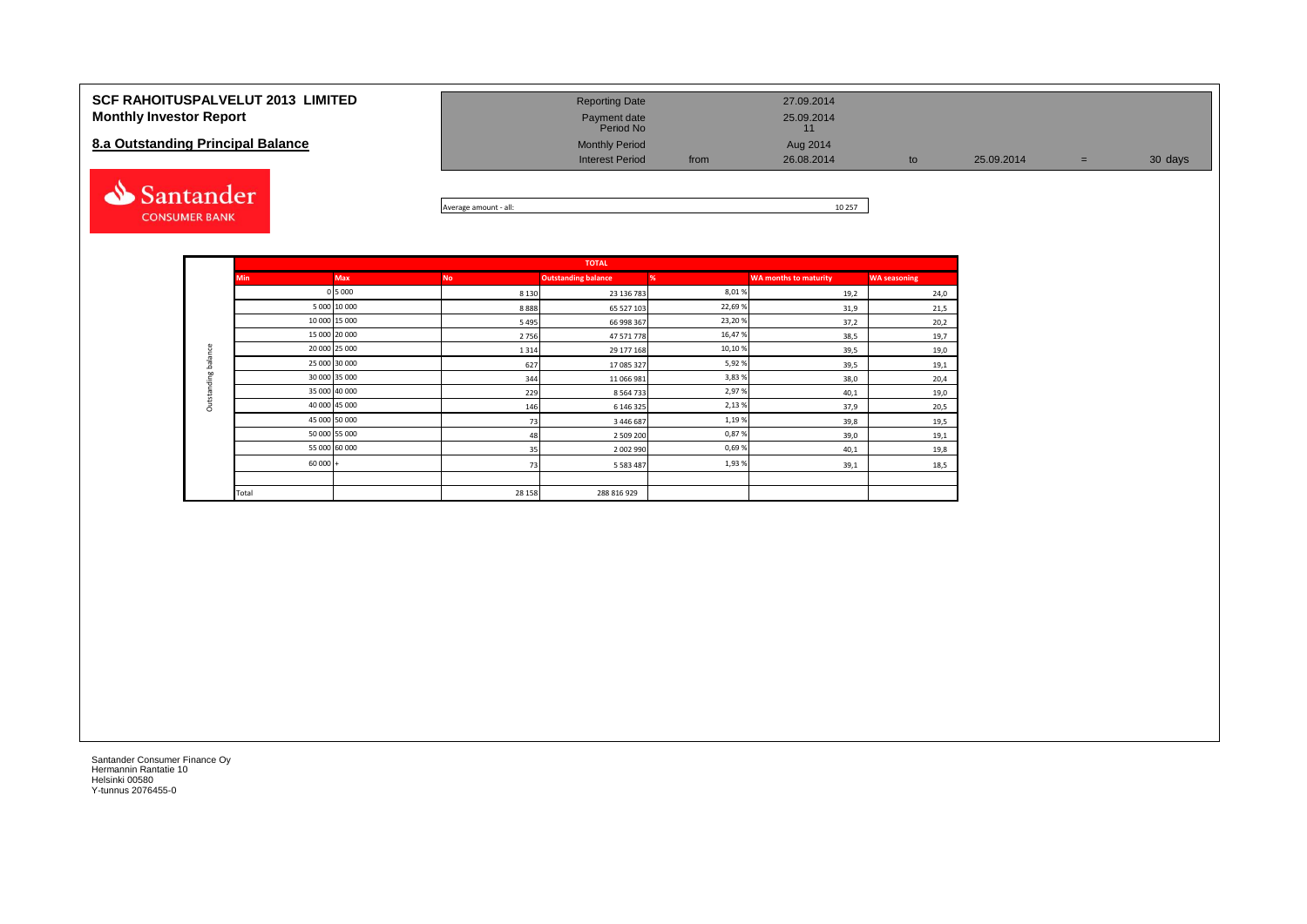# SCF RAHOITUSPALVELUT 2013 LIMITED
## Monthly Investor Report

## 8.a Outstanding Principal Balance

| | | | | | | | |
|---|---|---|---|---|---|---|---|
| Reporting Date | | 27.09.2014 | | | | | |
| Payment date | | 25.09.2014 | | | | | |
| Period No | | 11 | | | | | |
| Monthly Period | | Aug 2014 | | | | | |
| Interest Period | from | 26.08.2014 | to | 25.09.2014 | = | 30 days | |

Average amount - all: 10 257

| | TOTAL | | | | | | |
|---|---|---|---|---|---|---|---|
| | Min | Max | No | Outstanding balance | % | WA months to maturity | WA seasoning |
| Outstanding balance | 0 | 5 000 | 8 130 | 23 136 783 | 8,01 % | 19,2 | 24,0 |
| | 5 000 | 10 000 | 8 888 | 65 527 103 | 22,69 % | 31,9 | 21,5 |
| | 10 000 | 15 000 | 5 495 | 66 998 367 | 23,20 % | 37,2 | 20,2 |
| | 15 000 | 20 000 | 2 756 | 47 571 778 | 16,47 % | 38,5 | 19,7 |
| | 20 000 | 25 000 | 1 314 | 29 177 168 | 10,10 % | 39,5 | 19,0 |
| | 25 000 | 30 000 | 627 | 17 085 327 | 5,92 % | 39,5 | 19,1 |
| | 30 000 | 35 000 | 344 | 11 066 981 | 3,83 % | 38,0 | 20,4 |
| | 35 000 | 40 000 | 229 | 8 564 733 | 2,97 % | 40,1 | 19,0 |
| | 40 000 | 45 000 | 146 | 6 146 325 | 2,13 % | 37,9 | 20,5 |
| | 45 000 | 50 000 | 73 | 3 446 687 | 1,19 % | 39,8 | 19,5 |
| | 50 000 | 55 000 | 48 | 2 509 200 | 0,87 % | 39,0 | 19,1 |
| | 55 000 | 60 000 | 35 | 2 002 990 | 0,69 % | 40,1 | 19,8 |
| | 60 000 | + | 73 | 5 583 487 | 1,93 % | 39,1 | 18,5 |
| | | | | | | | |
| | Total | | 28 158 | 288 816 929 | | | |

Santander Consumer Finance Oy
Hermannin Rantatie 10
Helsinki 00580
Y-tunnus 2076455-0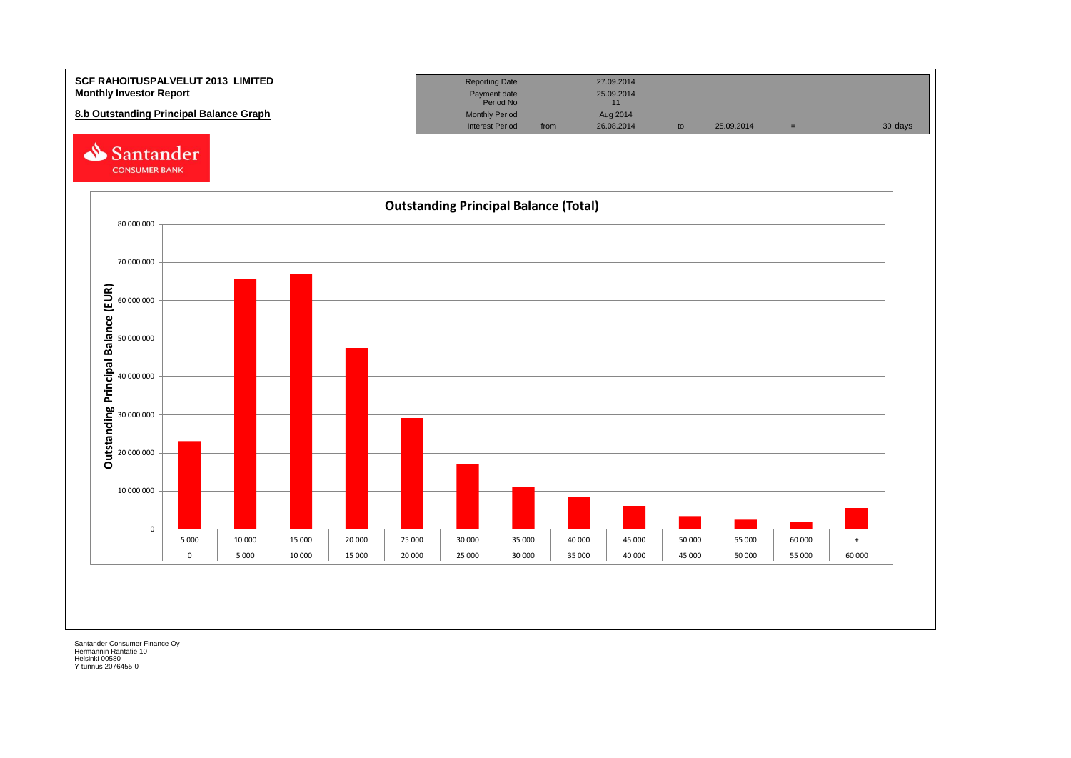**SCF RAHOITUSPALVELUT 2013 LIMITED**
**Monthly Investor Report**

**8.b Outstanding Principal Balance Graph**

| | | | | | | |
|---|---|---|---|---|---|---|
| Reporting Date | | 27.09.2014 | | | | |
| Payment date | | 25.09.2014 | | | | |
| Period No | | 11 | | | | |
| Monthly Period | | Aug 2014 | | | | |
| Interest Period | from | 26.08.2014 | to | 25.09.2014 | = | 30 days |

Santander CONSUMER BANK

**Outstanding Principal Balance (Total)**

Outstanding Principal Balance (EUR)

| From | To |
|---|---|
| 0 | 5 000 |
| 5 000 | 10 000 |
| 10 000 | 15 000 |
| 15 000 | 20 000 |
| 20 000 | 25 000 |
| 25 000 | 30 000 |
| 30 000 | 35 000 |
| 35 000 | 40 000 |
| 40 000 | 45 000 |
| 45 000 | 50 000 |
| 50 000 | 55 000 |
| 55 000 | 60 000 |
| 60 000 | + |

Santander Consumer Finance Oy
Hermannin Rantatie 10
Helsinki 00580
Y-tunnus 2076455-0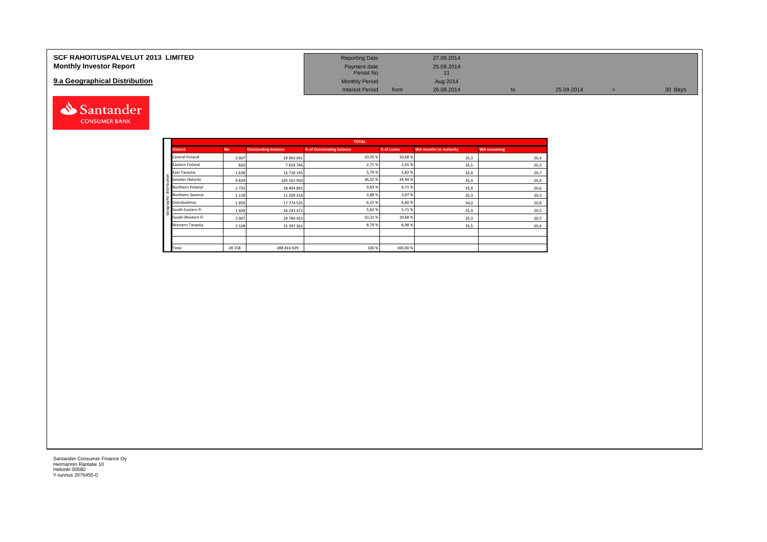**SCF RAHOITUSPALVELUT 2013 LIMITED**
**Monthly Investor Report**

**9.a Geographical Distribution**

| | | | | | |
|---|---|---|---|---|---|
| Reporting Date | | 27.09.2014 | | | |
| Payment date | | 25.09.2014 | | | |
| Period No | | 11 | | | |
| Monthly Period | | Aug 2014 | | | |
| Interest Period | from | 26.08.2014 | to | 25.09.2014 | = 30 days |

| TOTAL | | | | | | |
|---|---|---|---|---|---|---|
| **District** | **No** | **Outstanding balance** | **% of Outstanding balance** | **% of Loans** | **WA months to maturity** | **WA seasoning** |
| Central Finland | 3 007 | 29 903 041 | 10,35 % | 10,68 % | 35,3 | 20,4 |
| Eastern Finland | 820 | 7 819 746 | 2,71 % | 2,91 % | 35,5 | 20,3 |
| East Tavastia | 1 638 | 16 718 195 | 5,79 % | 5,82 % | 35,4 | 20,7 |
| Greater Helsinki | 9 839 | 105 561 950 | 36,55 % | 34,94 % | 35,4 | 20,4 |
| Northern Finland | 2 733 | 28 404 891 | 9,83 % | 9,71 % | 35,9 | 20,6 |
| Northern Savonia | 1 118 | 11 209 314 | 3,88 % | 3,97 % | 35,3 | 20,3 |
| Ostrobothnia | 1 859 | 17 774 535 | 6,15 % | 6,60 % | 34,0 | 20,8 |
| South-Eastern Fi | 1 609 | 16 243 472 | 5,62 % | 5,71 % | 35,4 | 20,5 |
| South-Western Fi | 3 007 | 29 784 425 | 10,31 % | 10,68 % | 35,3 | 20,5 |
| Western Tavastia | 2 528 | 25 397 361 | 8,79 % | 8,98 % | 35,5 | 20,4 |
| | | | | | | |
| | | | | | | |
| Total | 28 158 | 288 816 929 | 100 % | 100,00 % | | |

Santander Consumer Finance Oy
Hermannin Rantatie 10
Helsinki 00580
Y-tunnus 2076455-0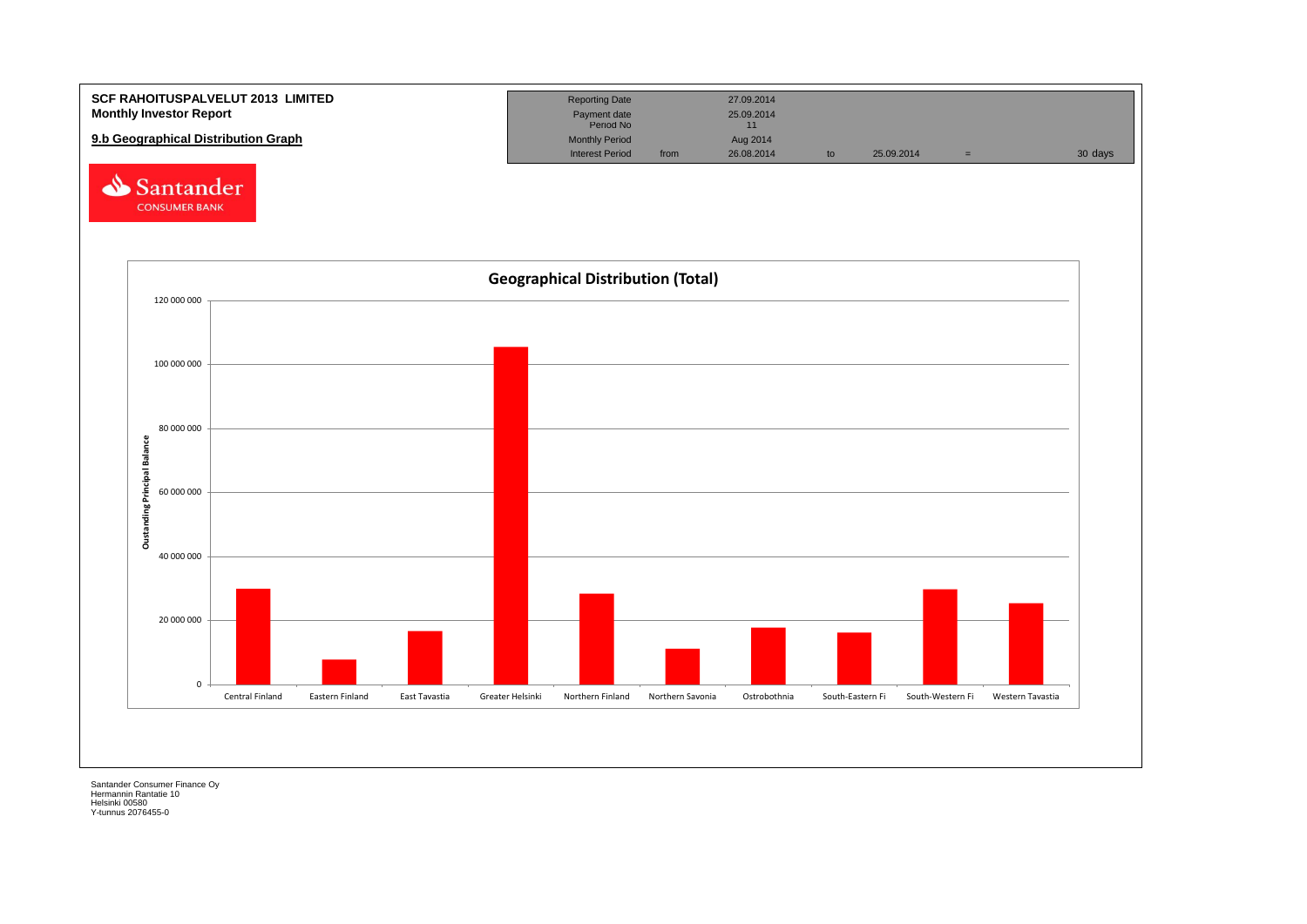**SCF RAHOITUSPALVELUT 2013 LIMITED**
**Monthly Investor Report**

**9.b Geographical Distribution Graph**

| Reporting Date | | 27.09.2014 | | | | |
|---|---|---|---|---|---|---|
| Payment date | | 25.09.2014 | | | | |
| Period No | | 11 | | | | |
| Monthly Period | | Aug 2014 | | | | |
| Interest Period | from | 26.08.2014 | to | 25.09.2014 | = | 30 days |

Santander CONSUMER BANK

**Geographical Distribution (Total)**

Oustanding Principal Balance

| Region | Outstanding Principal Balance (approx.) |
|---|---|
| Central Finland | 30 000 000 |
| Eastern Finland | 8 000 000 |
| East Tavastia | 17 000 000 |
| Greater Helsinki | 105 500 000 |
| Northern Finland | 28 500 000 |
| Northern Savonia | 11 000 000 |
| Ostrobothnia | 18 000 000 |
| South-Eastern Fi | 16 500 000 |
| South-Western Fi | 30 000 000 |
| Western Tavastia | 25 500 000 |

Santander Consumer Finance Oy
Hermannin Rantatie 10
Helsinki 00580
Y-tunnus 2076455-0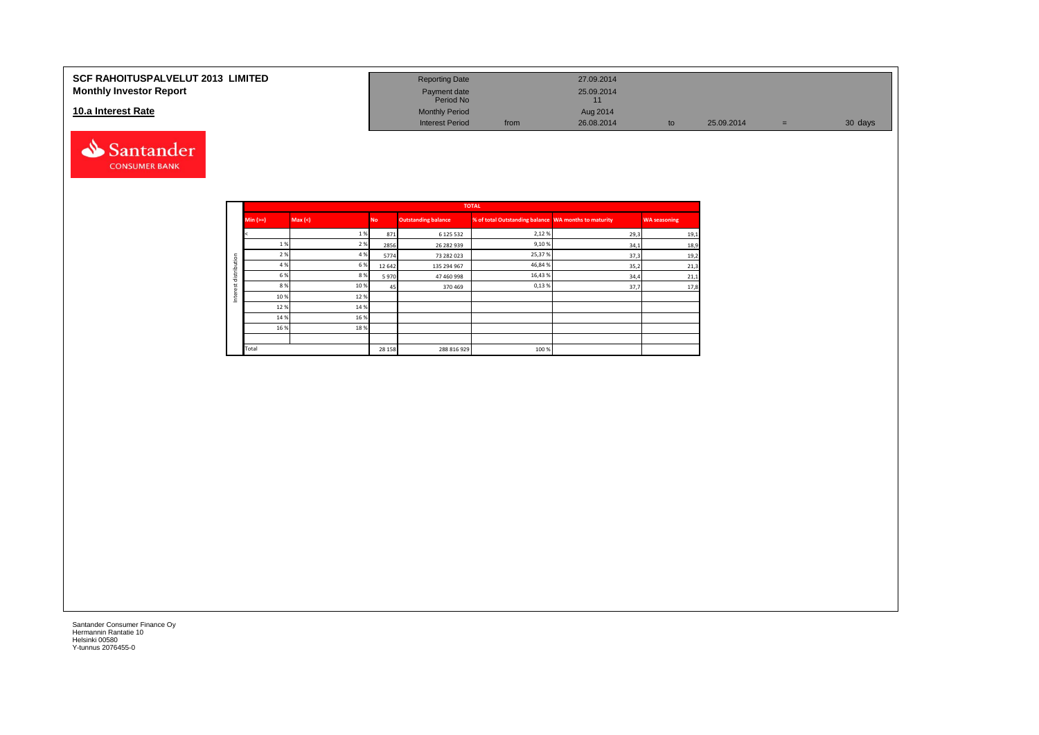**SCF RAHOITUSPALVELUT 2013 LIMITED**
**Monthly Investor Report**

**10.a Interest Rate**

| | | | | | | |
|---|---|---|---|---|---|---|
| Reporting Date | | 27.09.2014 | | | | |
| Payment date | | 25.09.2014 | | | | |
| Period No | | 11 | | | | |
| Monthly Period | | Aug 2014 | | | | |
| Interest Period | from | 26.08.2014 | to | 25.09.2014 | = | 30 days |

| | TOTAL | | | | | | |
|---|---|---|---|---|---|---|---|
| | Min (>=) | Max (<) | No | Outstanding balance | % of total Outstanding balance | WA months to maturity | WA seasoning |
| Interest distribution | < | 1 % | 871 | 6 125 532 | 2,12 % | 29,3 | 19,1 |
| | 1 % | 2 % | 2856 | 26 282 939 | 9,10 % | 34,1 | 18,9 |
| | 2 % | 4 % | 5774 | 73 282 023 | 25,37 % | 37,3 | 19,2 |
| | 4 % | 6 % | 12 642 | 135 294 967 | 46,84 % | 35,2 | 21,3 |
| | 6 % | 8 % | 5 970 | 47 460 998 | 16,43 % | 34,4 | 21,1 |
| | 8 % | 10 % | 45 | 370 469 | 0,13 % | 37,7 | 17,8 |
| | 10 % | 12 % | | | | | |
| | 12 % | 14 % | | | | | |
| | 14 % | 16 % | | | | | |
| | 16 % | 18 % | | | | | |
| | | | | | | | |
| | Total | | 28 158 | 288 816 929 | 100 % | | |

Santander Consumer Finance Oy
Hermannin Rantatie 10
Helsinki 00580
Y-tunnus 2076455-0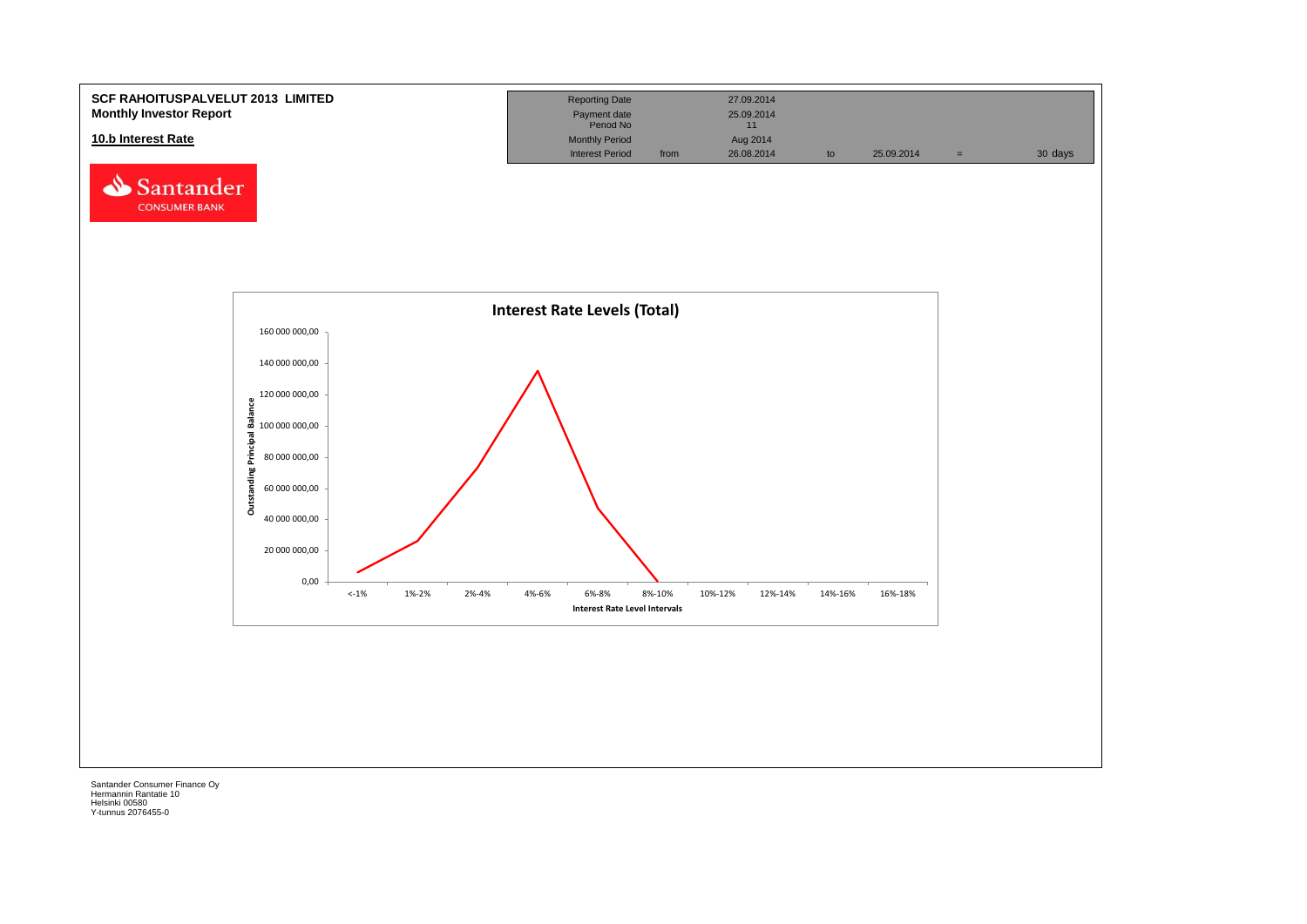**SCF RAHOITUSPALVELUT 2013 LIMITED**
**Monthly Investor Report**

**10.b Interest Rate**

| Reporting Date | | 27.09.2014 | | | | |
|---|---|---|---|---|---|---|
| Payment date | | 25.09.2014 | | | | |
| Period No | | 11 | | | | |
| Monthly Period | | Aug 2014 | | | | |
| Interest Period | from | 26.08.2014 | to | 25.09.2014 | = | 30 days |

Santander CONSUMER BANK

**Interest Rate Levels (Total)**

Outstanding Principal Balance

160 000 000,00
140 000 000,00
120 000 000,00
100 000 000,00
80 000 000,00
60 000 000,00
40 000 000,00
20 000 000,00
0,00

<-1% | 1%-2% | 2%-4% | 4%-6% | 6%-8% | 8%-10% | 10%-12% | 12%-14% | 14%-16% | 16%-18%

Interest Rate Level Intervals

Santander Consumer Finance Oy
Hermannin Rantatie 10
Helsinki 00580
Y-tunnus 2076455-0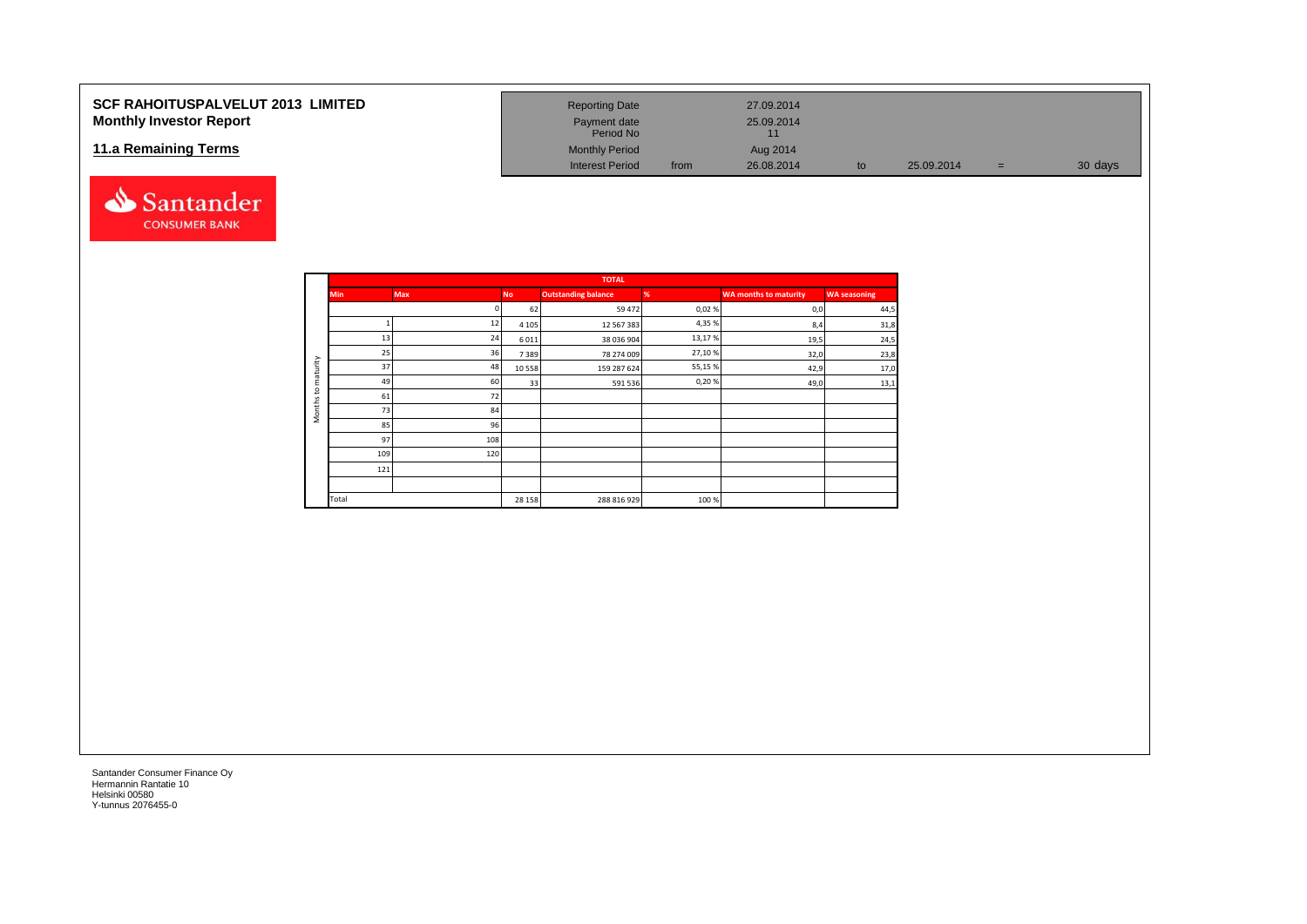# SCF RAHOITUSPALVELUT 2013 LIMITED
## Monthly Investor Report

## 11.a Remaining Terms

| | | | | | |
|---|---|---|---|---|---|
| Reporting Date | | 27.09.2014 | | | |
| Payment date | | 25.09.2014 | | | |
| Period No | | 11 | | | |
| Monthly Period | | Aug 2014 | | | |
| Interest Period | from | 26.08.2014 | to | 25.09.2014 | = 30 days |

| | TOTAL | | | | | | |
|---|---|---|---|---|---|---|---|
| | Min | Max | No | Outstanding balance | % | WA months to maturity | WA seasoning |
| Months to maturity | | 0 | 62 | 59 472 | 0,02 % | 0,0 | 44,5 |
| | 1 | 12 | 4 105 | 12 567 383 | 4,35 % | 8,4 | 31,8 |
| | 13 | 24 | 6 011 | 38 036 904 | 13,17 % | 19,5 | 24,5 |
| | 25 | 36 | 7 389 | 78 274 009 | 27,10 % | 32,0 | 23,8 |
| | 37 | 48 | 10 558 | 159 287 624 | 55,15 % | 42,9 | 17,0 |
| | 49 | 60 | 33 | 591 536 | 0,20 % | 49,0 | 13,1 |
| | 61 | 72 | | | | | |
| | 73 | 84 | | | | | |
| | 85 | 96 | | | | | |
| | 97 | 108 | | | | | |
| | 109 | 120 | | | | | |
| | 121 | | | | | | |
| | | | | | | | |
| | Total | | 28 158 | 288 816 929 | 100 % | | |

Santander Consumer Finance Oy
Hermannin Rantatie 10
Helsinki 00580
Y-tunnus 2076455-0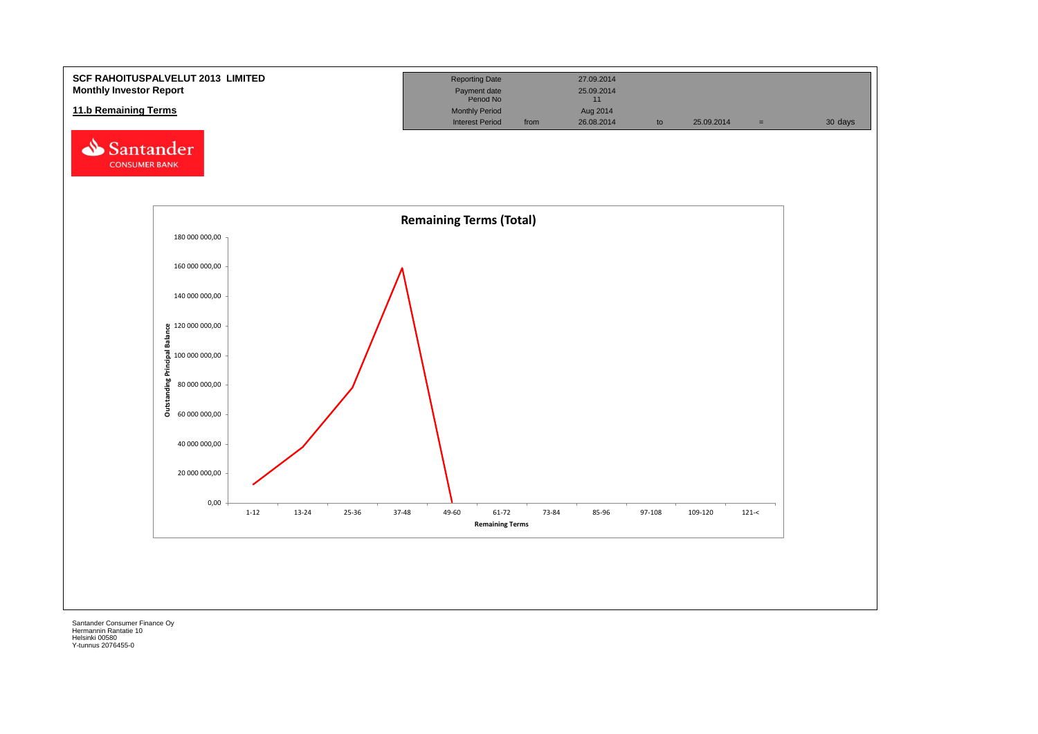**SCF RAHOITUSPALVELUT 2013 LIMITED**
**Monthly Investor Report**

**11.b Remaining Terms**

| | | | | | | |
|---|---|---|---|---|---|---|
| Reporting Date | | 27.09.2014 | | | | |
| Payment date | | 25.09.2014 | | | | |
| Period No | | 11 | | | | |
| Monthly Period | | Aug 2014 | | | | |
| Interest Period | from | 26.08.2014 | to | 25.09.2014 | = | 30 days |

Santander CONSUMER BANK

**Remaining Terms (Total)**

Outstanding Principal Balance (y-axis): 0,00; 20 000 000,00; 40 000 000,00; 60 000 000,00; 80 000 000,00; 100 000 000,00; 120 000 000,00; 140 000 000,00; 160 000 000,00; 180 000 000,00

Remaining Terms (x-axis): 1-12; 13-24; 25-36; 37-48; 49-60; 61-72; 73-84; 85-96; 97-108; 109-120; 121-<

Santander Consumer Finance Oy
Hermannin Rantatie 10
Helsinki 00580
Y-tunnus 2076455-0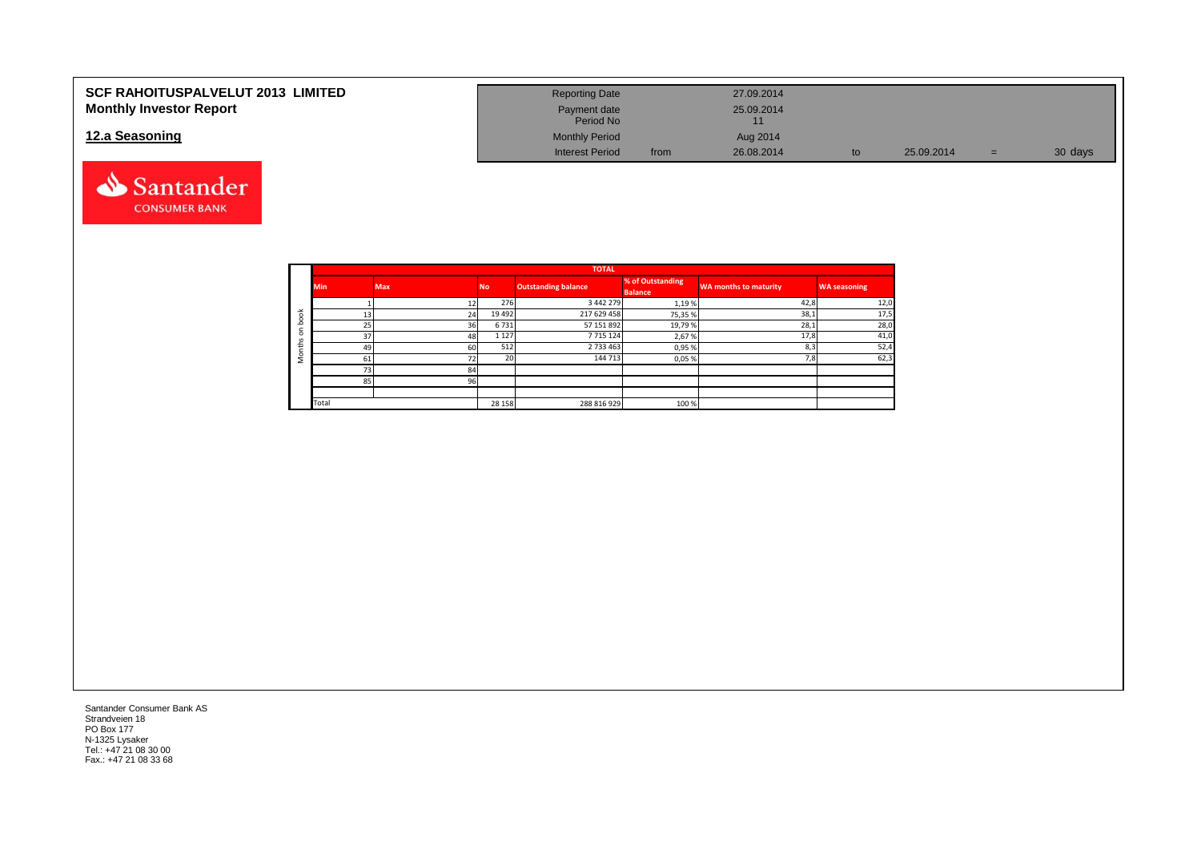# SCF RAHOITUSPALVELUT 2013 LIMITED
## Monthly Investor Report

## 12.a Seasoning

| Reporting Date | | 27.09.2014 | | | | |
|---|---|---|---|---|---|---|
| Payment date<br>Period No | | 25.09.2014<br>11 | | | | |
| Monthly Period | | Aug 2014 | | | | |
| Interest Period | from | 26.08.2014 | to | 25.09.2014 | = | 30 days |

| | TOTAL | | | | | | |
|---|---|---|---|---|---|---|---|
| | Min | Max | No | Outstanding balance | % of Outstanding Balance | WA months to maturity | WA seasoning |
| Months on book | 1 | 12 | 276 | 3 442 279 | 1,19 % | 42,8 | 12,0 |
| | 13 | 24 | 19 492 | 217 629 458 | 75,35 % | 38,1 | 17,5 |
| | 25 | 36 | 6 731 | 57 151 892 | 19,79 % | 28,1 | 28,0 |
| | 37 | 48 | 1 127 | 7 715 124 | 2,67 % | 17,8 | 41,0 |
| | 49 | 60 | 512 | 2 733 463 | 0,95 % | 8,3 | 52,4 |
| | 61 | 72 | 20 | 144 713 | 0,05 % | 7,8 | 62,3 |
| | 73 | 84 | | | | | |
| | 85 | 96 | | | | | |
| | | | | | | | |
| | Total | | 28 158 | 288 816 929 | 100 % | | |

Santander Consumer Bank AS
Strandveien 18
PO Box 177
N-1325 Lysaker
Tel.: +47 21 08 30 00
Fax.: +47 21 08 33 68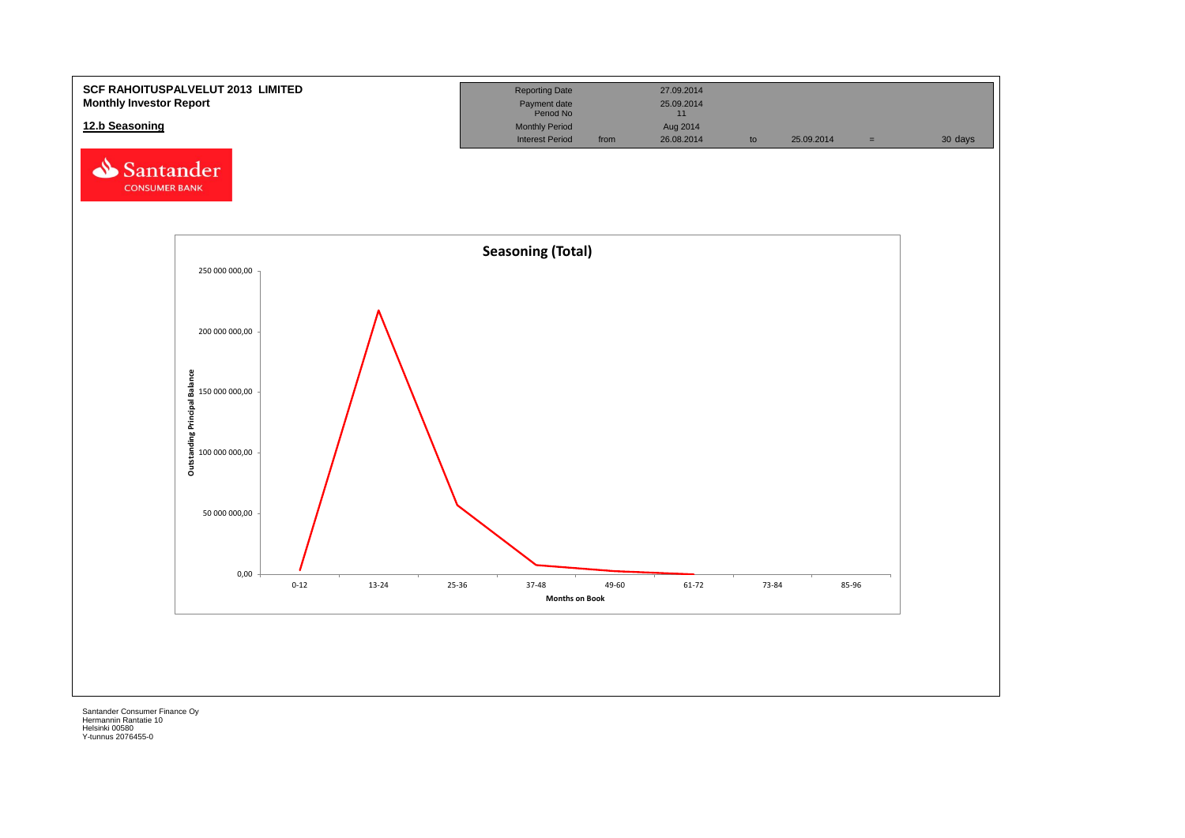**SCF RAHOITUSPALVELUT 2013 LIMITED**
**Monthly Investor Report**

**12.b Seasoning**

| Reporting Date | | 27.09.2014 | | | | |
|---|---|---|---|---|---|---|
| Payment date | | 25.09.2014 | | | | |
| Period No | | 11 | | | | |
| Monthly Period | | Aug 2014 | | | | |
| Interest Period | from | 26.08.2014 | to | 25.09.2014 | = | 30 days |

Santander CONSUMER BANK

**Seasoning (Total)**

Outstanding Principal Balance: 0,00; 50 000 000,00; 100 000 000,00; 150 000 000,00; 200 000 000,00; 250 000 000,00

Months on Book: 0-12; 13-24; 25-36; 37-48; 49-60; 61-72; 73-84; 85-96

Santander Consumer Finance Oy
Hermannin Rantatie 10
Helsinki 00580
Y-tunnus 2076455-0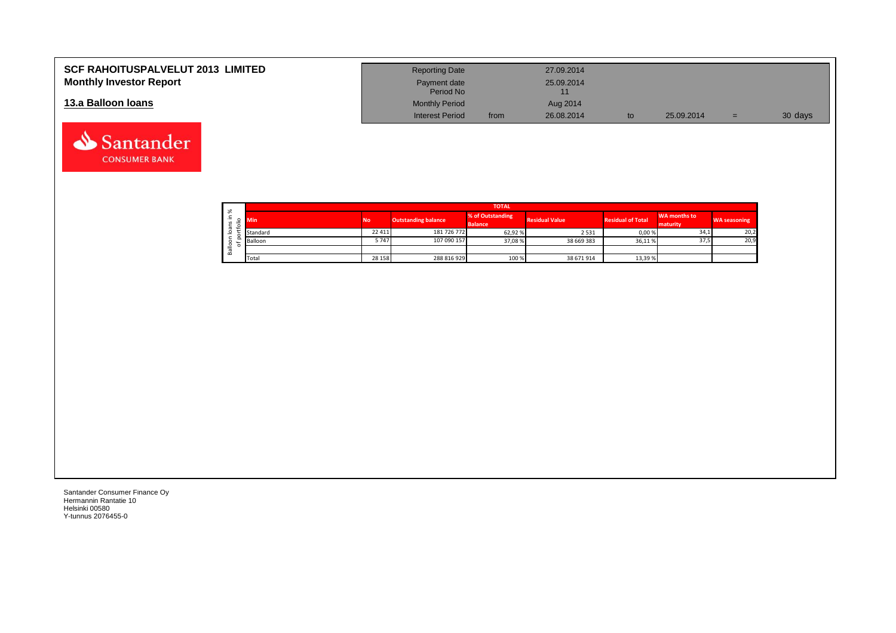# SCF RAHOITUSPALVELUT 2013 LIMITED
## Monthly Investor Report

## 13.a Balloon loans

| | | | | | |
|---|---|---|---|---|---|
| Reporting Date | | 27.09.2014 | | | |
| Payment date | | 25.09.2014 | | | |
| Period No | | 11 | | | |
| Monthly Period | | Aug 2014 | | | |
| Interest Period | from | 26.08.2014 | to | 25.09.2014 | = 30 days |

Balloon loans in % of portfolio

| TOTAL | | | | | | | |
|---|---|---|---|---|---|---|---|
| Min | No | Outstanding balance | % of Outstanding Balance | Residual Value | Residual of Total | WA months to maturity | WA seasoning |
| Standard | 22 411 | 181 726 772 | 62,92 % | 2 531 | 0,00 % | 34,1 | 20,2 |
| Balloon | 5 747 | 107 090 157 | 37,08 % | 38 669 383 | 36,11 % | 37,5 | 20,9 |
| | | | | | | | |
| Total | 28 158 | 288 816 929 | 100 % | 38 671 914 | 13,39 % | | |

Santander Consumer Finance Oy
Hermannin Rantatie 10
Helsinki 00580
Y-tunnus 2076455-0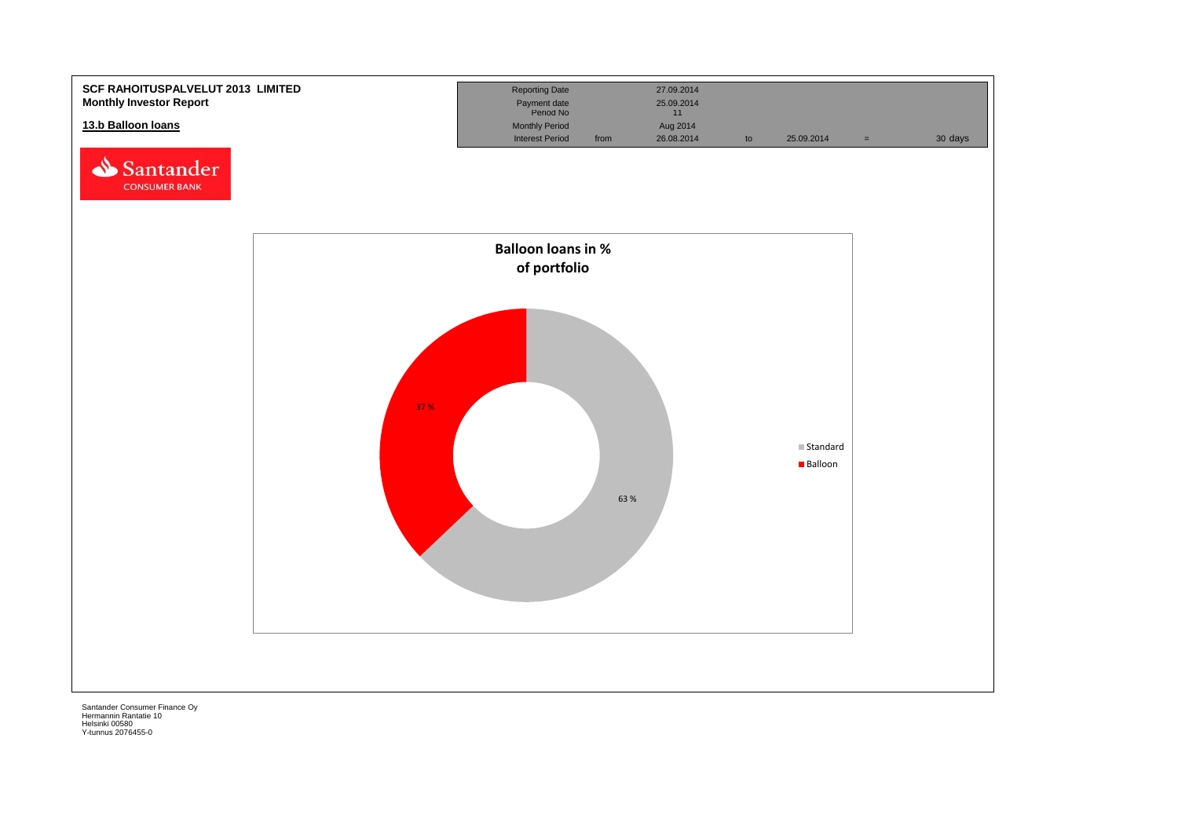**SCF RAHOITUSPALVELUT 2013 LIMITED**
**Monthly Investor Report**

**13.b Balloon loans**

| Reporting Date | | 27.09.2014 | | | | |
|---|---|---|---|---|---|---|
| Payment date | | 25.09.2014 | | | | |
| Period No | | 11 | | | | |
| Monthly Period | | Aug 2014 | | | | |
| Interest Period | from | 26.08.2014 | to | 25.09.2014 | = | 30 days |

Santander CONSUMER BANK

**Balloon loans in % of portfolio**

| Type | % |
|---|---|
| Standard | 63 % |
| Balloon | 37 % |

Santander Consumer Finance Oy
Hermannin Rantatie 10
Helsinki 00580
Y-tunnus 2076455-0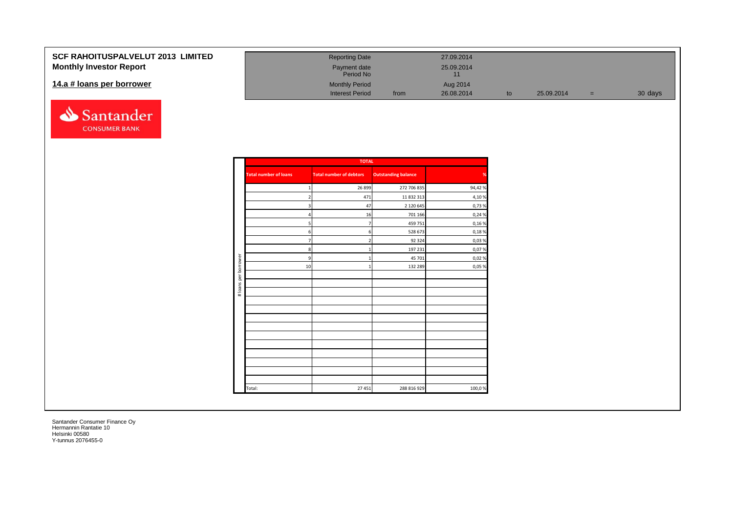**SCF RAHOITUSPALVELUT 2013 LIMITED**
**Monthly Investor Report**

## 14.a # loans per borrower

| | | | | | | |
|---|---|---|---|---|---|---|
| Reporting Date | | 27.09.2014 | | | | |
| Payment date | | 25.09.2014 | | | | |
| Period No | | 11 | | | | |
| Monthly Period | | Aug 2014 | | | | |
| Interest Period | from | 26.08.2014 | to | 25.09.2014 | = | 30 days |

| # loans per borrower | TOTAL | | | |
|---|---|---|---|---|
| | **Total number of loans** | **Total number of debtors** | **Outstanding balance** | **%** |
| | 1 | 26 899 | 272 706 835 | 94,42 % |
| | 2 | 471 | 11 832 313 | 4,10 % |
| | 3 | 47 | 2 120 645 | 0,73 % |
| | 4 | 16 | 701 166 | 0,24 % |
| | 5 | 7 | 459 751 | 0,16 % |
| | 6 | 6 | 528 673 | 0,18 % |
| | 7 | 2 | 92 324 | 0,03 % |
| | 8 | 1 | 197 231 | 0,07 % |
| | 9 | 1 | 45 701 | 0,02 % |
| | 10 | 1 | 132 289 | 0,05 % |
| | Total: | 27 451 | 288 816 929 | 100,0 % |

Santander Consumer Finance Oy
Hermannin Rantatie 10
Helsinki 00580
Y-tunnus 2076455-0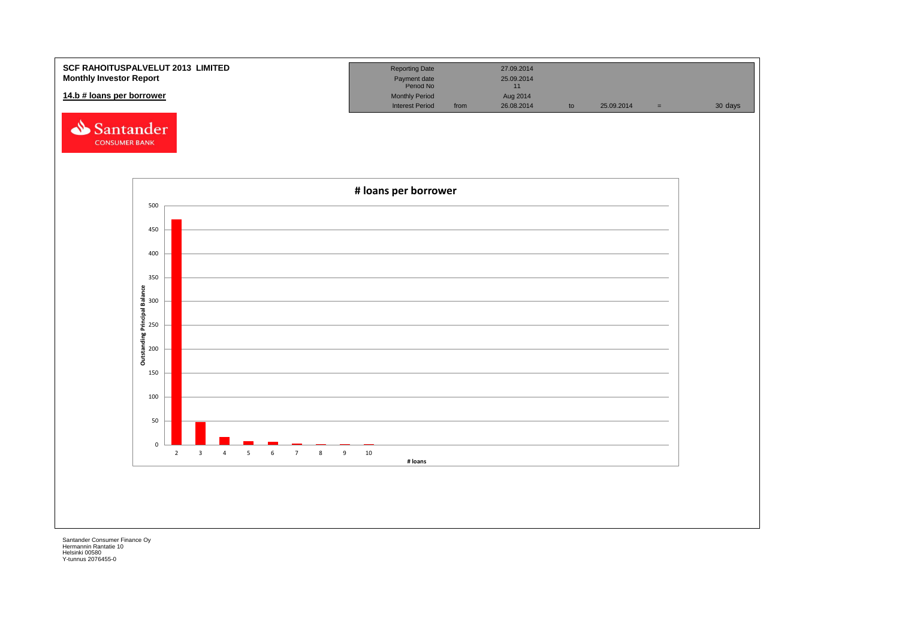**SCF RAHOITUSPALVELUT 2013 LIMITED**
**Monthly Investor Report**

**14.b # loans per borrower**

| Reporting Date | | 27.09.2014 | | | | |
|---|---|---|---|---|---|---|
| Payment date | | 25.09.2014 | | | | |
| Period No | | 11 | | | | |
| Monthly Period | | Aug 2014 | | | | |
| Interest Period | from | 26.08.2014 | to | 25.09.2014 | = | 30 days |

Santander CONSUMER BANK

**# loans per borrower**

| # loans | Outstanding Principal Balance (approx.) |
|---|---|
| 2 | 471 |
| 3 | 47 |
| 4 | 16 |
| 5 | 7 |
| 6 | 6 |
| 7 | 2 |
| 8 | 1 |
| 9 | 1 |
| 10 | 1 |

Santander Consumer Finance Oy
Hermannin Rantatie 10
Helsinki 00580
Y-tunnus 2076455-0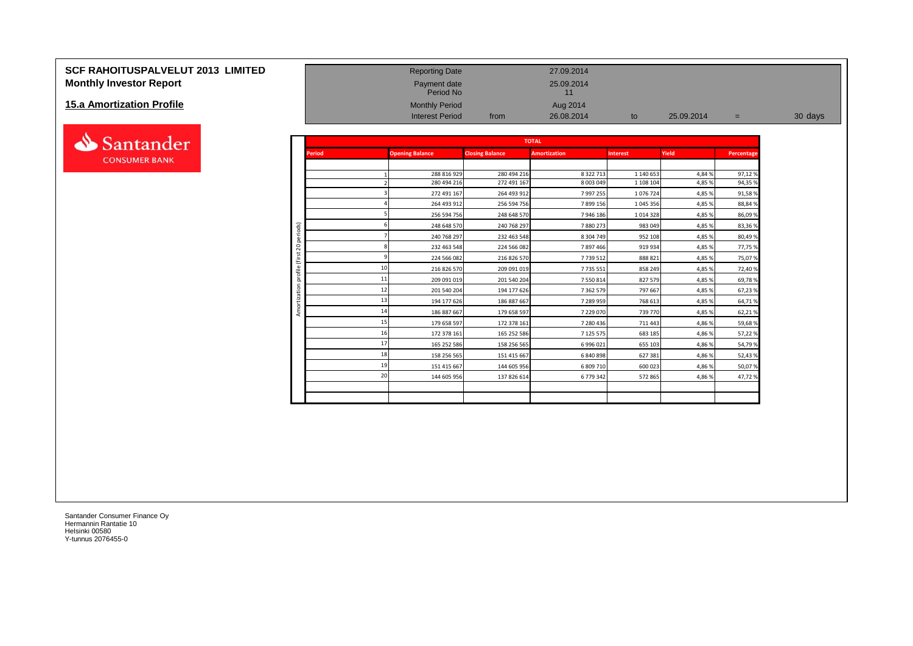# SCF RAHOITUSPALVELUT 2013 LIMITED
## Monthly Investor Report

### 15.a Amortization Profile

| | | | | | | |
|---|---|---|---|---|---|---|
| Reporting Date | | 27.09.2014 | | | | |
| Payment date | | 25.09.2014 | | | | |
| Period No | | 11 | | | | |
| Monthly Period | | Aug 2014 | | | | |
| Interest Period | from | 26.08.2014 | to | 25.09.2014 | = | 30 days |

**TOTAL** — Amortization profile (first 20 periods)

| Period | Opening Balance | Closing Balance | Amortization | Interest | Yield | Percentage |
|---|---|---|---|---|---|---|
| 1 | 288 816 929 | 280 494 216 | 8 322 713 | 1 140 653 | 4,84 % | 97,12 % |
| 2 | 280 494 216 | 272 491 167 | 8 003 049 | 1 108 104 | 4,85 % | 94,35 % |
| 3 | 272 491 167 | 264 493 912 | 7 997 255 | 1 076 724 | 4,85 % | 91,58 % |
| 4 | 264 493 912 | 256 594 756 | 7 899 156 | 1 045 356 | 4,85 % | 88,84 % |
| 5 | 256 594 756 | 248 648 570 | 7 946 186 | 1 014 328 | 4,85 % | 86,09 % |
| 6 | 248 648 570 | 240 768 297 | 7 880 273 | 983 049 | 4,85 % | 83,36 % |
| 7 | 240 768 297 | 232 463 548 | 8 304 749 | 952 108 | 4,85 % | 80,49 % |
| 8 | 232 463 548 | 224 566 082 | 7 897 466 | 919 934 | 4,85 % | 77,75 % |
| 9 | 224 566 082 | 216 826 570 | 7 739 512 | 888 821 | 4,85 % | 75,07 % |
| 10 | 216 826 570 | 209 091 019 | 7 735 551 | 858 249 | 4,85 % | 72,40 % |
| 11 | 209 091 019 | 201 540 204 | 7 550 814 | 827 579 | 4,85 % | 69,78 % |
| 12 | 201 540 204 | 194 177 626 | 7 362 579 | 797 667 | 4,85 % | 67,23 % |
| 13 | 194 177 626 | 186 887 667 | 7 289 959 | 768 613 | 4,85 % | 64,71 % |
| 14 | 186 887 667 | 179 658 597 | 7 229 070 | 739 770 | 4,85 % | 62,21 % |
| 15 | 179 658 597 | 172 378 161 | 7 280 436 | 711 443 | 4,86 % | 59,68 % |
| 16 | 172 378 161 | 165 252 586 | 7 125 575 | 683 185 | 4,86 % | 57,22 % |
| 17 | 165 252 586 | 158 256 565 | 6 996 021 | 655 103 | 4,86 % | 54,79 % |
| 18 | 158 256 565 | 151 415 667 | 6 840 898 | 627 381 | 4,86 % | 52,43 % |
| 19 | 151 415 667 | 144 605 956 | 6 809 710 | 600 023 | 4,86 % | 50,07 % |
| 20 | 144 605 956 | 137 826 614 | 6 779 342 | 572 865 | 4,86 % | 47,72 % |

Santander Consumer Finance Oy
Hermannin Rantatie 10
Helsinki 00580
Y-tunnus 2076455-0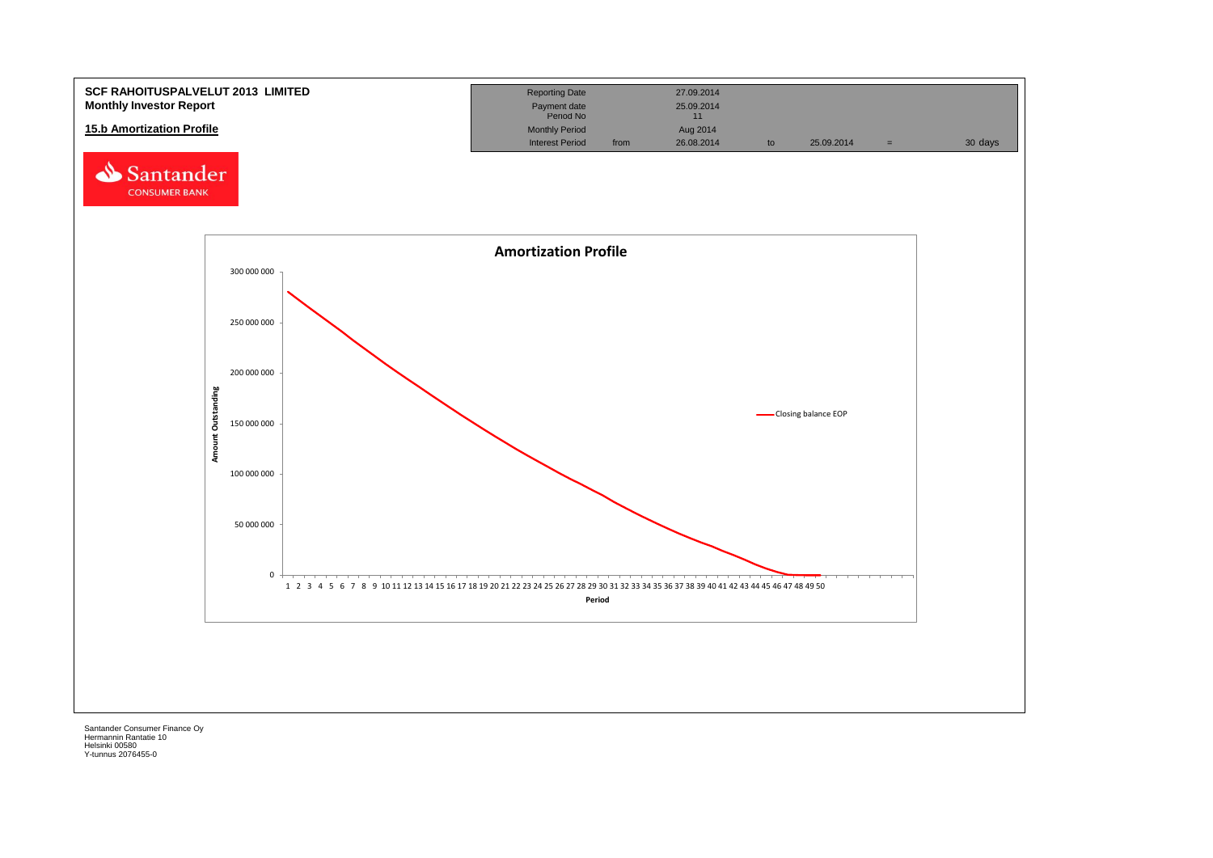**SCF RAHOITUSPALVELUT 2013 LIMITED**
**Monthly Investor Report**

**15.b Amortization Profile**

| Reporting Date | | 27.09.2014 | | | | |
|---|---|---|---|---|---|---|
| Payment date | | 25.09.2014 | | | | |
| Period No | | 11 | | | | |
| Monthly Period | | Aug 2014 | | | | |
| Interest Period | from | 26.08.2014 | to | 25.09.2014 | = | 30 days |

Santander CONSUMER BANK

**Amortization Profile**

Amount Outstanding: 300 000 000, 250 000 000, 200 000 000, 150 000 000, 100 000 000, 50 000 000, 0

Period: 1 2 3 4 5 6 7 8 9 10 11 12 13 14 15 16 17 18 19 20 21 22 23 24 25 26 27 28 29 30 31 32 33 34 35 36 37 38 39 40 41 42 43 44 45 46 47 48 49 50

Closing balance EOP

Santander Consumer Finance Oy
Hermannin Rantatie 10
Helsinki 00580
Y-tunnus 2076455-0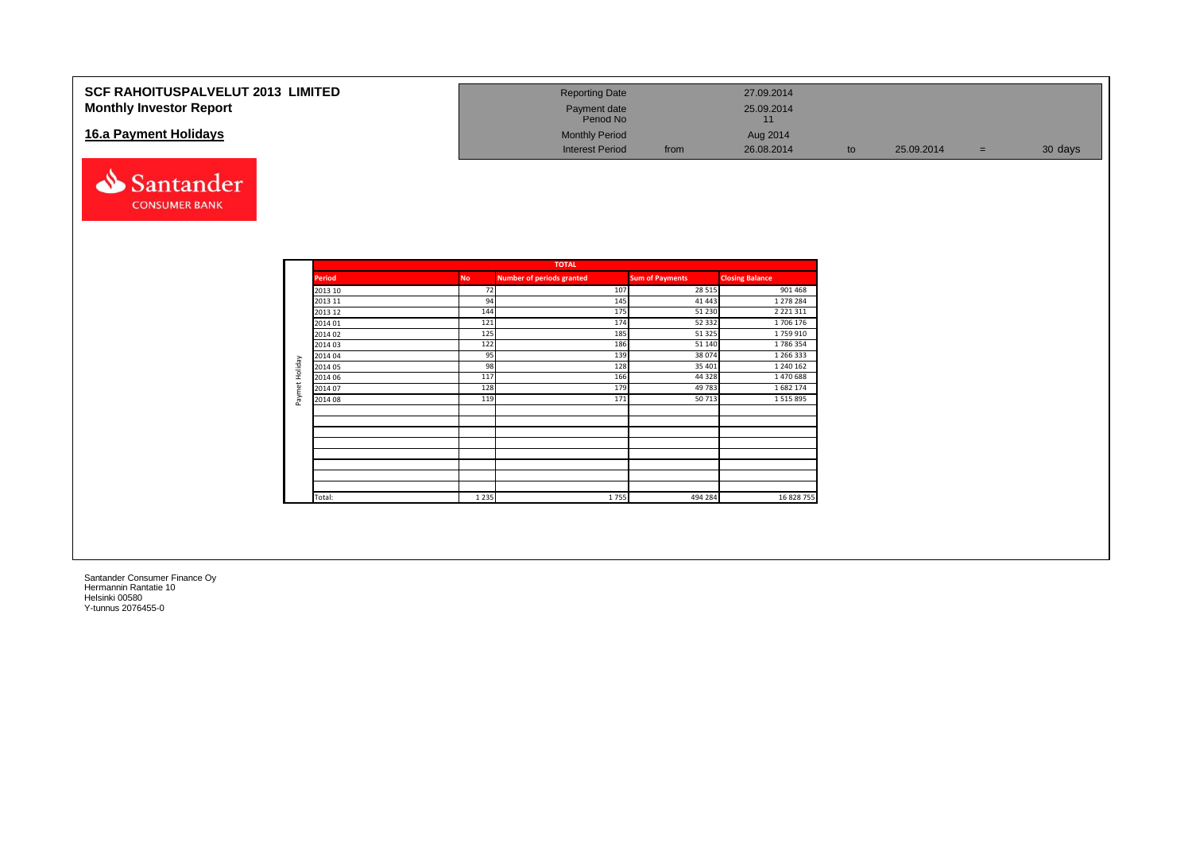# SCF RAHOITUSPALVELUT 2013 LIMITED
## Monthly Investor Report

## 16.a Payment Holidays

| | | | | | | |
|---|---|---|---|---|---|---|
| Reporting Date | | 27.09.2014 | | | | |
| Payment date | | 25.09.2014 | | | | |
| Period No | | 11 | | | | |
| Monthly Period | | Aug 2014 | | | | |
| Interest Period | from | 26.08.2014 | to | 25.09.2014 | = | 30 days |

| | TOTAL | | | | |
|---|---|---|---|---|---|
| | Period | No | Number of periods granted | Sum of Payments | Closing Balance |
| Paymet Holiday | 2013 10 | 72 | 107 | 28 515 | 901 468 |
| | 2013 11 | 94 | 145 | 41 443 | 1 278 284 |
| | 2013 12 | 144 | 175 | 51 230 | 2 221 311 |
| | 2014 01 | 121 | 174 | 52 332 | 1 706 176 |
| | 2014 02 | 125 | 185 | 51 325 | 1 759 910 |
| | 2014 03 | 122 | 186 | 51 140 | 1 786 354 |
| | 2014 04 | 95 | 139 | 38 074 | 1 266 333 |
| | 2014 05 | 98 | 128 | 35 401 | 1 240 162 |
| | 2014 06 | 117 | 166 | 44 328 | 1 470 688 |
| | 2014 07 | 128 | 179 | 49 783 | 1 682 174 |
| | 2014 08 | 119 | 171 | 50 713 | 1 515 895 |
| | Total: | 1 235 | 1 755 | 494 284 | 16 828 755 |

Santander Consumer Finance Oy
Hermannin Rantatie 10
Helsinki 00580
Y-tunnus 2076455-0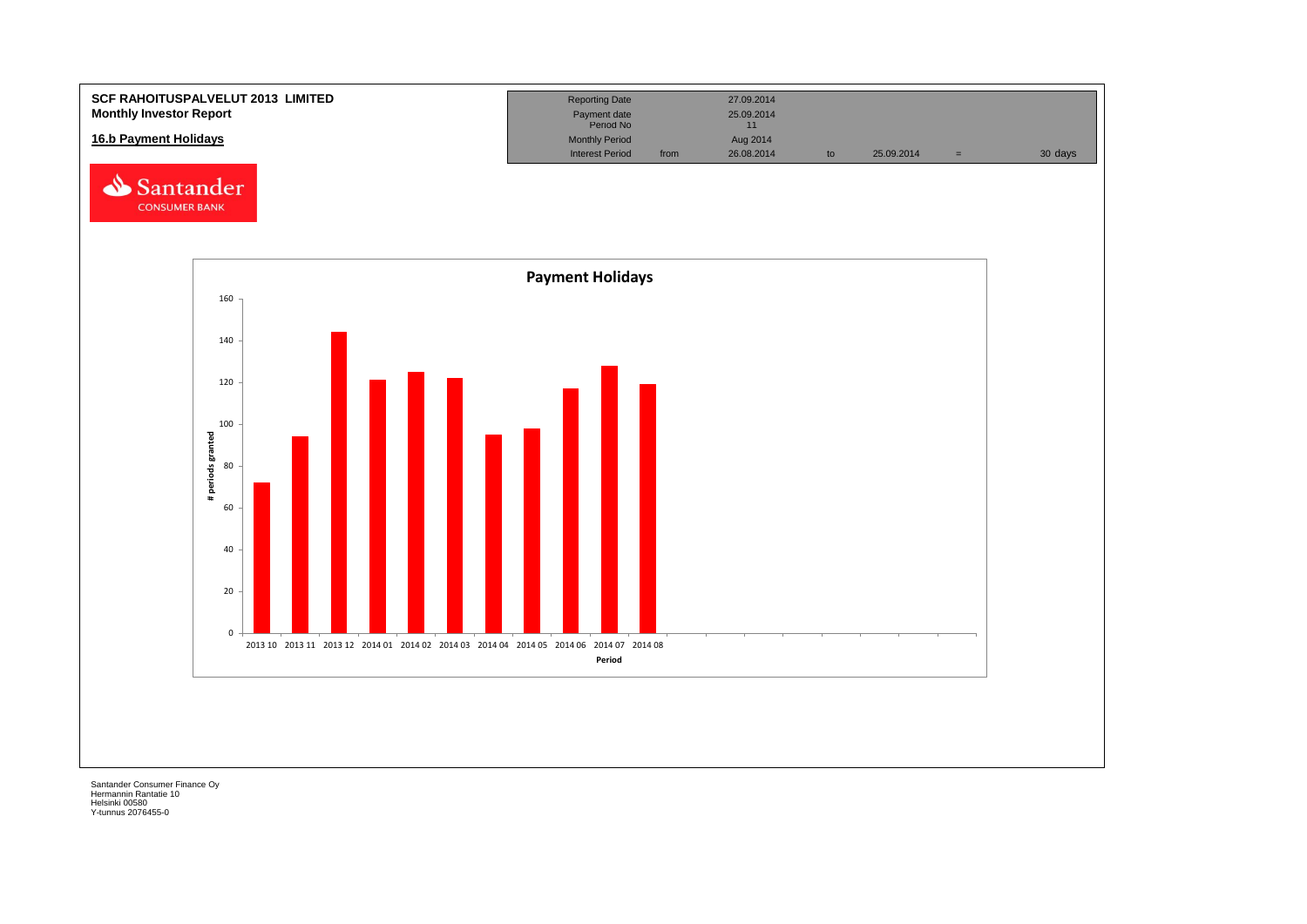**SCF RAHOITUSPALVELUT 2013 LIMITED**
**Monthly Investor Report**

## 16.b Payment Holidays

| Reporting Date | | 27.09.2014 | | | | |
|---|---|---|---|---|---|---|
| Payment date | | 25.09.2014 | | | | |
| Period No | | 11 | | | | |
| Monthly Period | | Aug 2014 | | | | |
| Interest Period | from | 26.08.2014 | to | 25.09.2014 | = | 30 days |

Santander CONSUMER BANK

**Payment Holidays**

| Period | # periods granted |
|---|---|
| 2013 10 | 72 |
| 2013 11 | 94 |
| 2013 12 | 144 |
| 2014 01 | 121 |
| 2014 02 | 125 |
| 2014 03 | 122 |
| 2014 04 | 95 |
| 2014 05 | 98 |
| 2014 06 | 117 |
| 2014 07 | 128 |
| 2014 08 | 119 |

Santander Consumer Finance Oy
Hermannin Rantatie 10
Helsinki 00580
Y-tunnus 2076455-0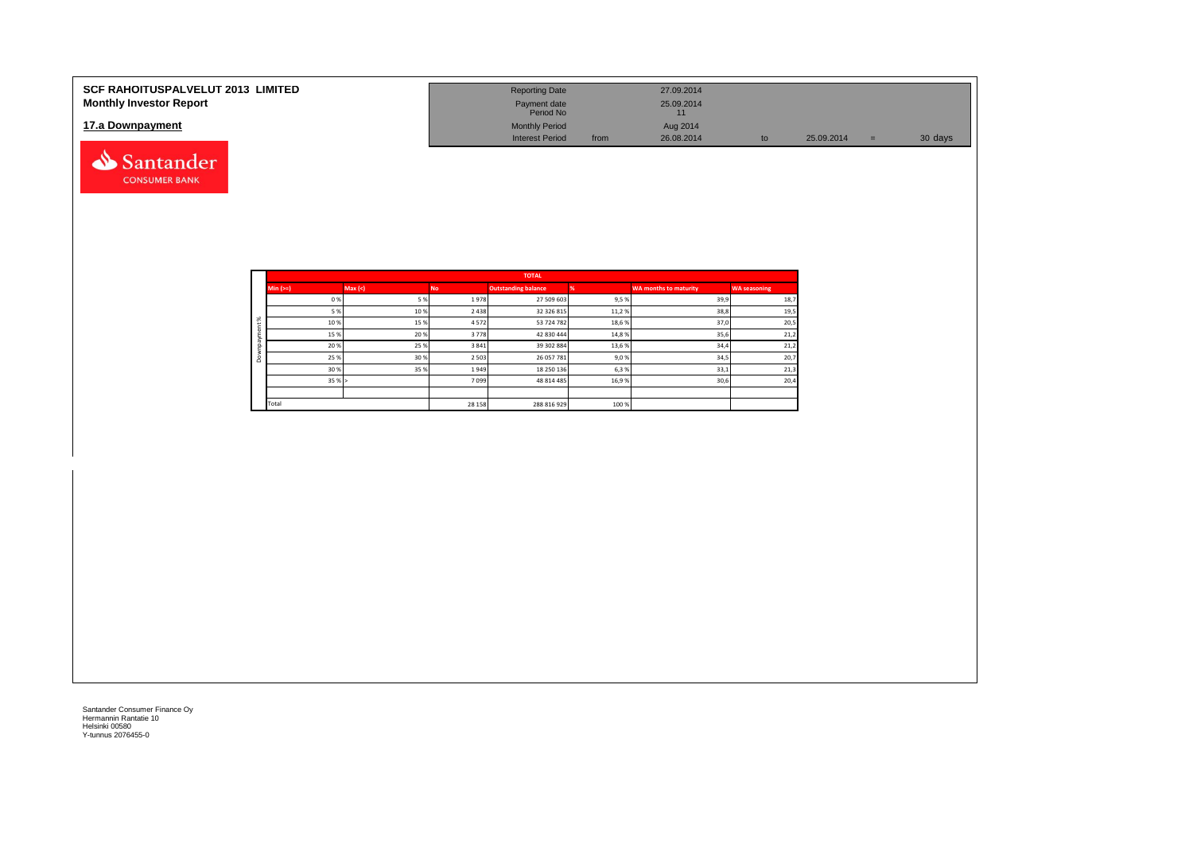**SCF RAHOITUSPALVELUT 2013 LIMITED**
**Monthly Investor Report**

## 17.a Downpayment

| | | | | | | |
|---|---|---|---|---|---|---|
| Reporting Date | | 27.09.2014 | | | | |
| Payment date | | 25.09.2014 | | | | |
| Period No | | 11 | | | | |
| Monthly Period | | Aug 2014 | | | | |
| Interest Period | from | 26.08.2014 | to | 25.09.2014 | = | 30 days |

| | TOTAL | | | | | | |
|---|---|---|---|---|---|---|---|
| | Min (>=) | Max (<) | No | Outstanding balance | % | WA months to maturity | WA seasoning |
| Downpayment % | 0 % | 5 % | 1 978 | 27 509 603 | 9,5 % | 39,9 | 18,7 |
| | 5 % | 10 % | 2 438 | 32 326 815 | 11,2 % | 38,8 | 19,5 |
| | 10 % | 15 % | 4 572 | 53 724 782 | 18,6 % | 37,0 | 20,5 |
| | 15 % | 20 % | 3 778 | 42 830 444 | 14,8 % | 35,6 | 21,2 |
| | 20 % | 25 % | 3 841 | 39 302 884 | 13,6 % | 34,4 | 21,2 |
| | 25 % | 30 % | 2 503 | 26 057 781 | 9,0 % | 34,5 | 20,7 |
| | 30 % | 35 % | 1 949 | 18 250 136 | 6,3 % | 33,1 | 21,3 |
| | 35 % | > | 7 099 | 48 814 485 | 16,9 % | 30,6 | 20,4 |
| | | | | | | | |
| | Total | | 28 158 | 288 816 929 | 100 % | | |

Santander Consumer Finance Oy
Hermannin Rantatie 10
Helsinki 00580
Y-tunnus 2076455-0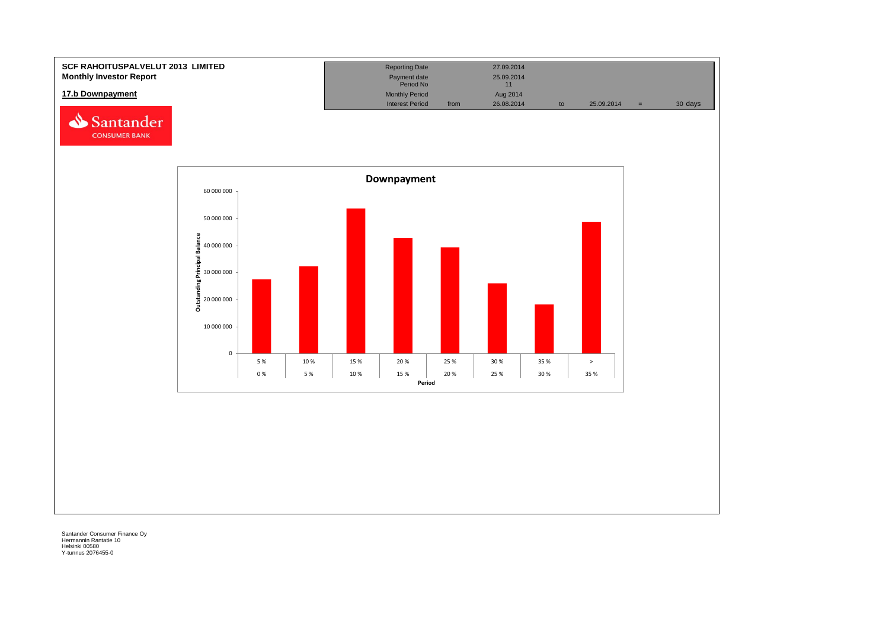**SCF RAHOITUSPALVELUT 2013 LIMITED**
**Monthly Investor Report**

**17.b Downpayment**

Santander CONSUMER BANK

| | | | | | | |
|---|---|---|---|---|---|---|
| Reporting Date | | 27.09.2014 | | | | |
| Payment date | | 25.09.2014 | | | | |
| Period No | | 11 | | | | |
| Monthly Period | | Aug 2014 | | | | |
| Interest Period | from | 26.08.2014 | to | 25.09.2014 | = | 30 days |

**Downpayment**

Outstanding Principal Balance

| Period (from) | Period (to) |
|---|---|
| 0 % | 5 % |
| 5 % | 10 % |
| 10 % | 15 % |
| 15 % | 20 % |
| 20 % | 25 % |
| 25 % | 30 % |
| 30 % | 35 % |
| 35 % | > |

Santander Consumer Finance Oy
Hermannin Rantatie 10
Helsinki 00580
Y-tunnus 2076455-0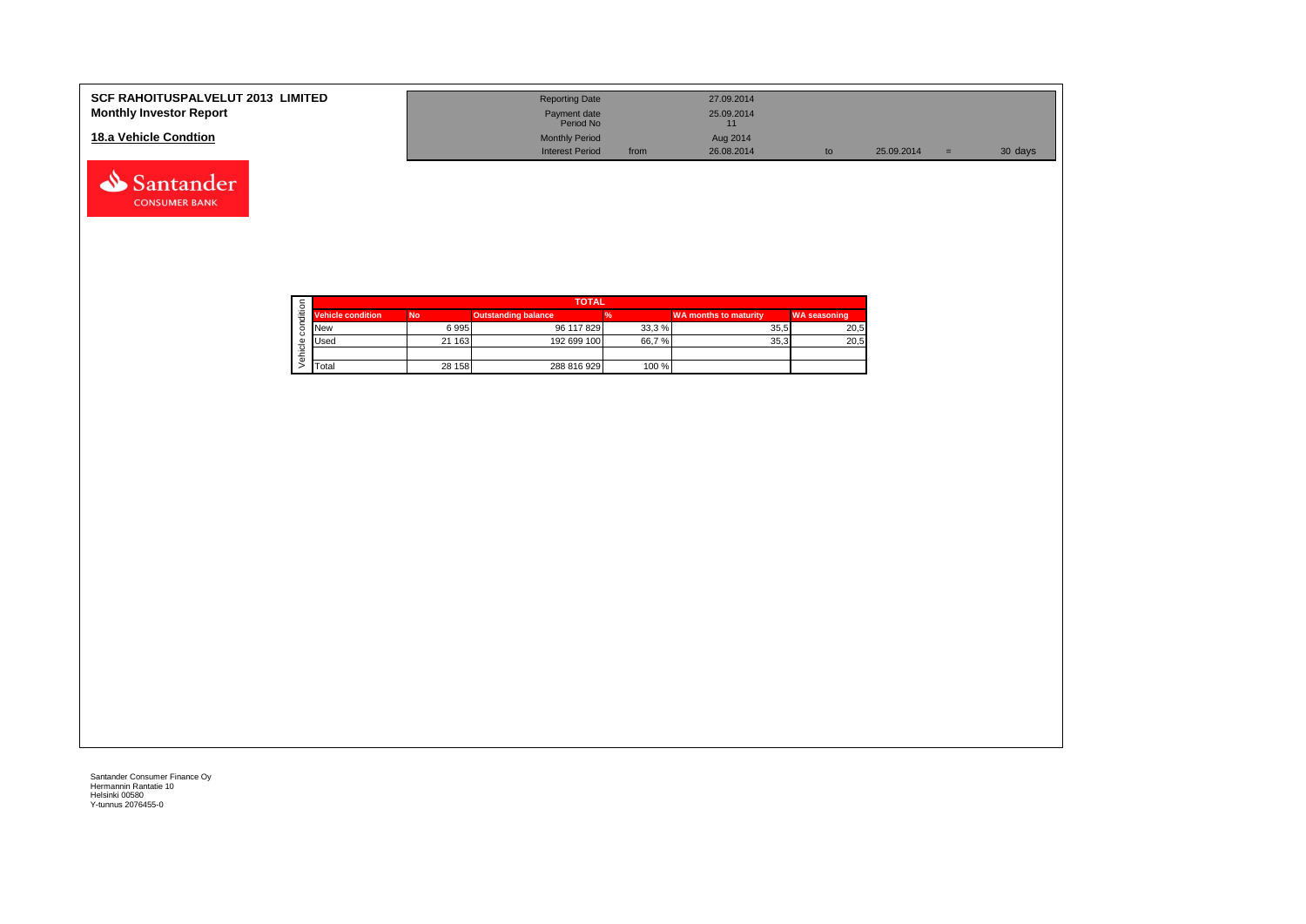# SCF RAHOITUSPALVELUT 2013 LIMITED
## Monthly Investor Report

### 18.a Vehicle Condtion

| | | | | | | |
|---|---|---|---|---|---|---|
| Reporting Date | | 27.09.2014 | | | | |
| Payment date | | 25.09.2014 | | | | |
| Period No | | 11 | | | | |
| Monthly Period | | Aug 2014 | | | | |
| Interest Period | from | 26.08.2014 | to | 25.09.2014 | = | 30 days |

| TOTAL | | | | | |
|---|---|---|---|---|---|
| Vehicle condition | No | Outstanding balance | % | WA months to maturity | WA seasoning |
| New | 6 995 | 96 117 829 | 33,3 % | 35,5 | 20,5 |
| Used | 21 163 | 192 699 100 | 66,7 % | 35,3 | 20,5 |
| | | | | | |
| Total | 28 158 | 288 816 929 | 100 % | | |

Santander Consumer Finance Oy
Hermannin Rantatie 10
Helsinki 00580
Y-tunnus 2076455-0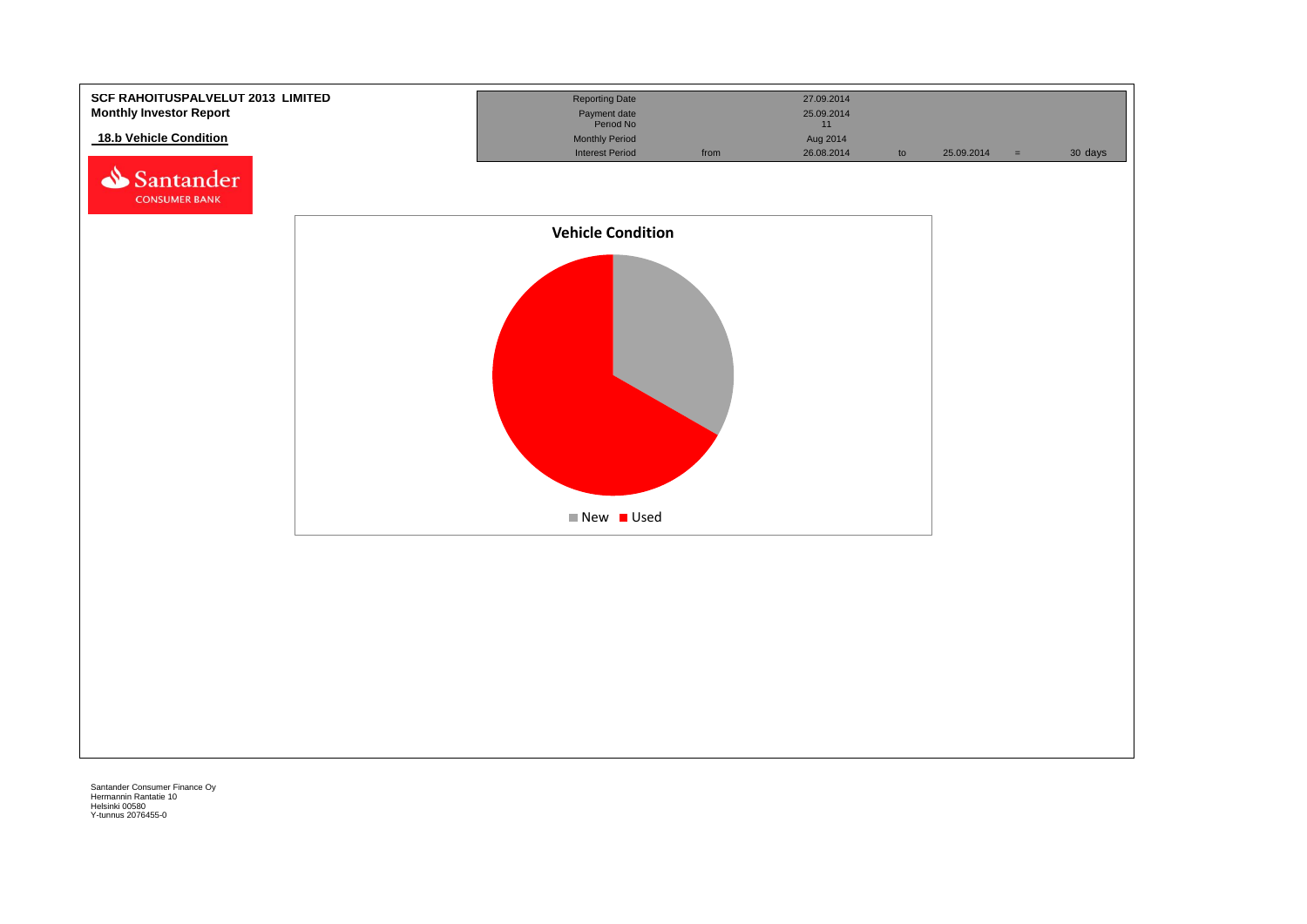**SCF RAHOITUSPALVELUT 2013 LIMITED**
**Monthly Investor Report**

**18.b Vehicle Condition**

| Reporting Date | | 27.09.2014 | | | | |
|---|---|---|---|---|---|---|
| Payment date | | 25.09.2014 | | | | |
| Period No | | 11 | | | | |
| Monthly Period | | Aug 2014 | | | | |
| Interest Period | from | 26.08.2014 | to | 25.09.2014 | = | 30 days |

**Vehicle Condition**

New | Used

Santander Consumer Finance Oy
Hermannin Rantatie 10
Helsinki 00580
Y-tunnus 2076455-0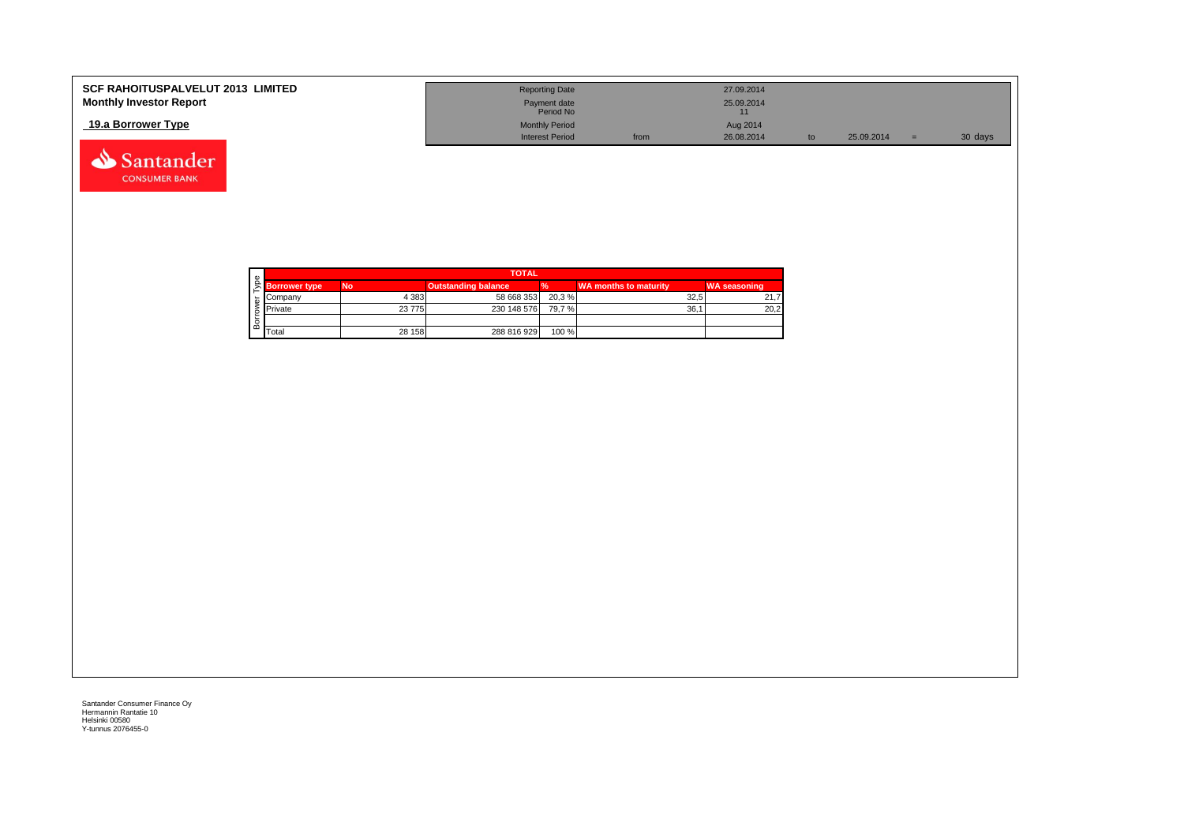**SCF RAHOITUSPALVELUT 2013 LIMITED**
**Monthly Investor Report**

**19.a Borrower Type**

| | | | | | | |
|---|---|---|---|---|---|---|
| Reporting Date | | 27.09.2014 | | | | |
| Payment date<br>Period No | | 25.09.2014<br>11 | | | | |
| Monthly Period | | Aug 2014 | | | | |
| Interest Period | from | 26.08.2014 | to | 25.09.2014 | = | 30 days |

| TOTAL | | | | | |
|---|---|---|---|---|---|
| **Borrower type** | **No** | **Outstanding balance** | **%** | **WA months to maturity** | **WA seasoning** |
| Company | 4 383 | 58 668 353 | 20,3 % | 32,5 | 21,7 |
| Private | 23 775 | 230 148 576 | 79,7 % | 36,1 | 20,2 |
| | | | | | |
| Total | 28 158 | 288 816 929 | 100 % | | |

Santander Consumer Finance Oy
Hermannin Rantatie 10
Helsinki 00580
Y-tunnus 2076455-0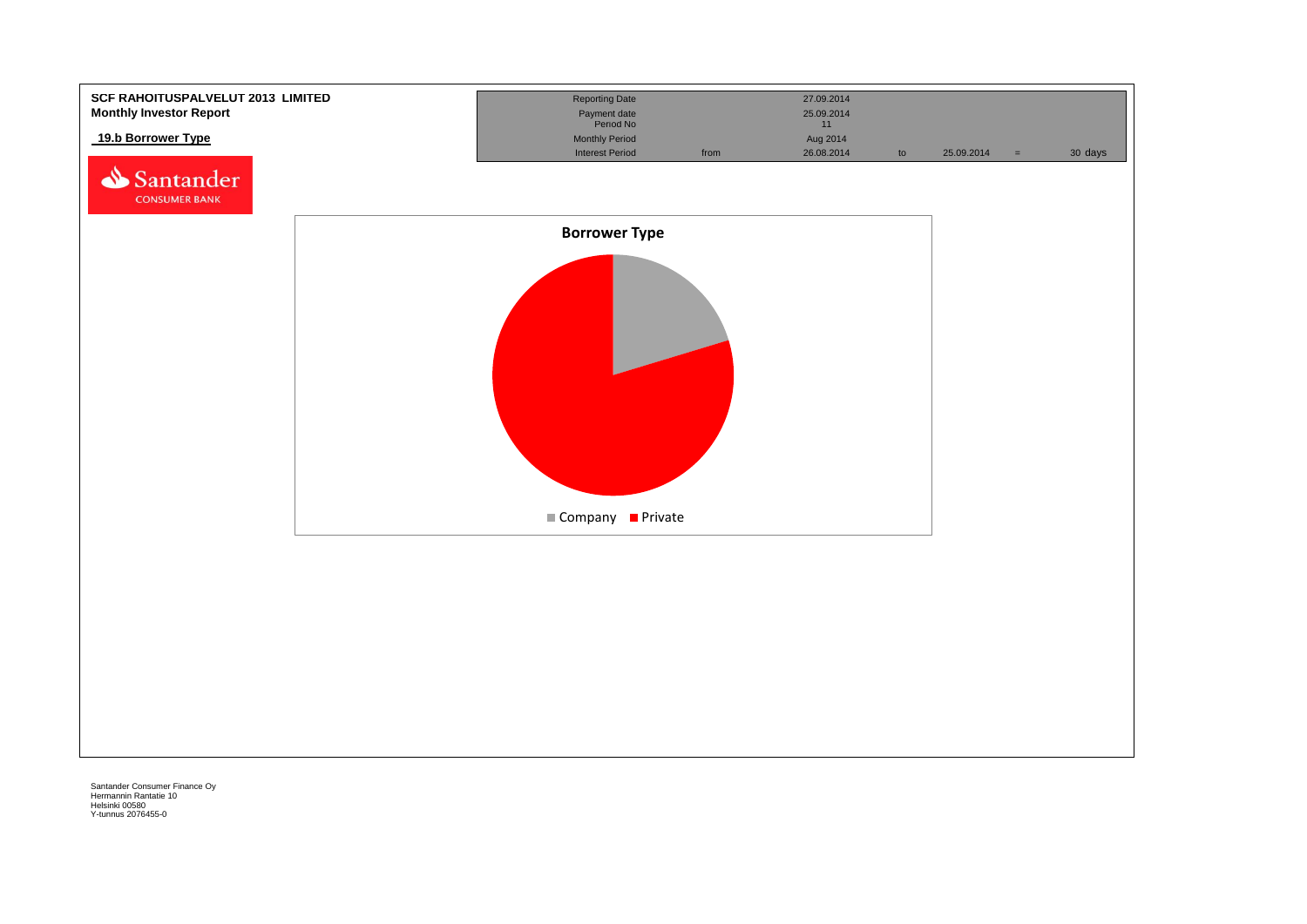**SCF RAHOITUSPALVELUT 2013 LIMITED**
**Monthly Investor Report**

## 19.b Borrower Type

| Reporting Date | | 27.09.2014 | | | | |
|---|---|---|---|---|---|---|
| Payment date Period No | | 25.09.2014 11 | | | | |
| Monthly Period | | Aug 2014 | | | | |
| Interest Period | from | 26.08.2014 | to | 25.09.2014 | = | 30 days |

**Borrower Type**

Company  Private

Santander Consumer Finance Oy
Hermannin Rantatie 10
Helsinki 00580
Y-tunnus 2076455-0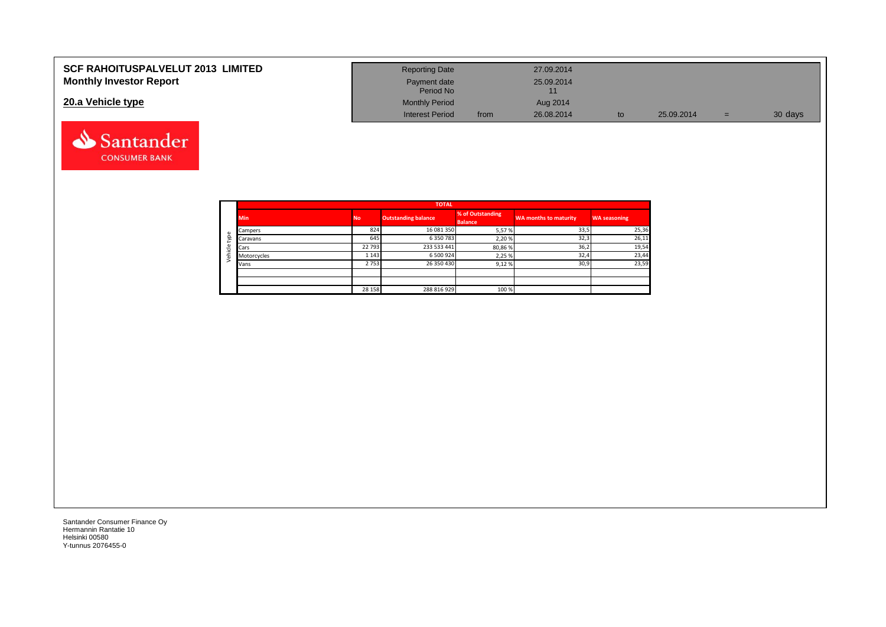# SCF RAHOITUSPALVELUT 2013 LIMITED
## Monthly Investor Report

## 20.a Vehicle type

| | | | | | |
|---|---|---|---|---|---|
| Reporting Date | | 27.09.2014 | | | |
| Payment date | | 25.09.2014 | | | |
| Period No | | 11 | | | |
| Monthly Period | | Aug 2014 | | | |
| Interest Period | from | 26.08.2014 | to | 25.09.2014 | = 30 days |

| Vehicle type | TOTAL | | | | | |
|---|---|---|---|---|---|---|
| | Min | No | Outstanding balance | % of Outstanding Balance | WA months to maturity | WA seasoning |
| | Campers | 824 | 16 081 350 | 5,57 % | 33,5 | 25,36 |
| | Caravans | 645 | 6 350 783 | 2,20 % | 32,3 | 26,11 |
| | Cars | 22 793 | 233 533 441 | 80,86 % | 36,2 | 19,54 |
| | Motorcycles | 1 143 | 6 500 924 | 2,25 % | 32,4 | 23,44 |
| | Vans | 2 753 | 26 350 430 | 9,12 % | 30,9 | 23,59 |
| | | | | | | |
| | | | | | | |
| | | 28 158 | 288 816 929 | 100 % | | |

Santander Consumer Finance Oy
Hermannin Rantatie 10
Helsinki 00580
Y-tunnus 2076455-0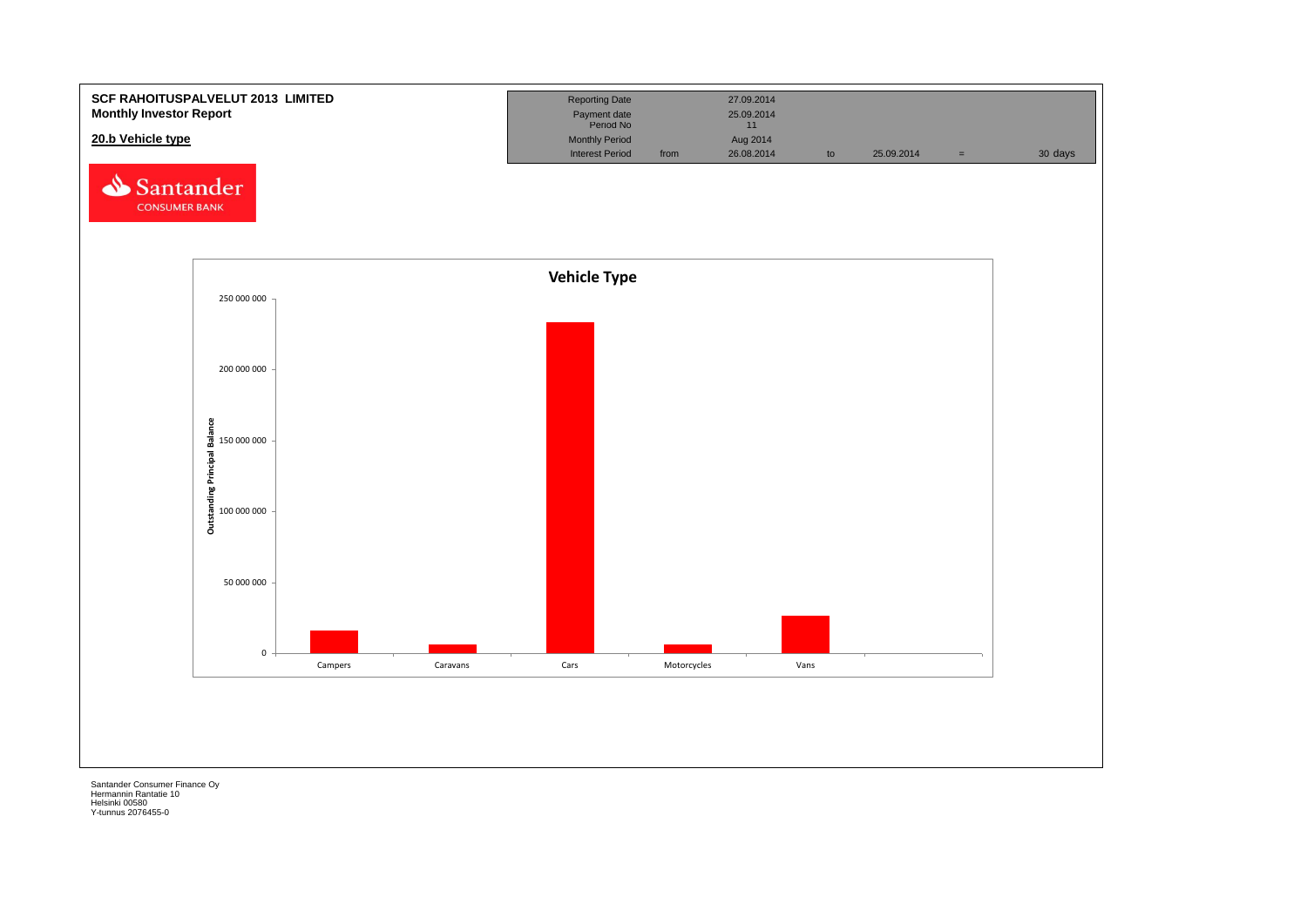**SCF RAHOITUSPALVELUT 2013 LIMITED**
**Monthly Investor Report**

**20.b Vehicle type**

| Reporting Date | | 27.09.2014 | | | | |
|---|---|---|---|---|---|---|
| Payment date | | 25.09.2014 | | | | |
| Period No | | 11 | | | | |
| Monthly Period | | Aug 2014 | | | | |
| Interest Period | from | 26.08.2014 | to | 25.09.2014 | = | 30 days |

Santander CONSUMER BANK

**Vehicle Type**

Outstanding Principal Balance

250 000 000
200 000 000
150 000 000
100 000 000
50 000 000
0

Campers | Caravans | Cars | Motorcycles | Vans

Santander Consumer Finance Oy
Hermannin Rantatie 10
Helsinki 00580
Y-tunnus 2076455-0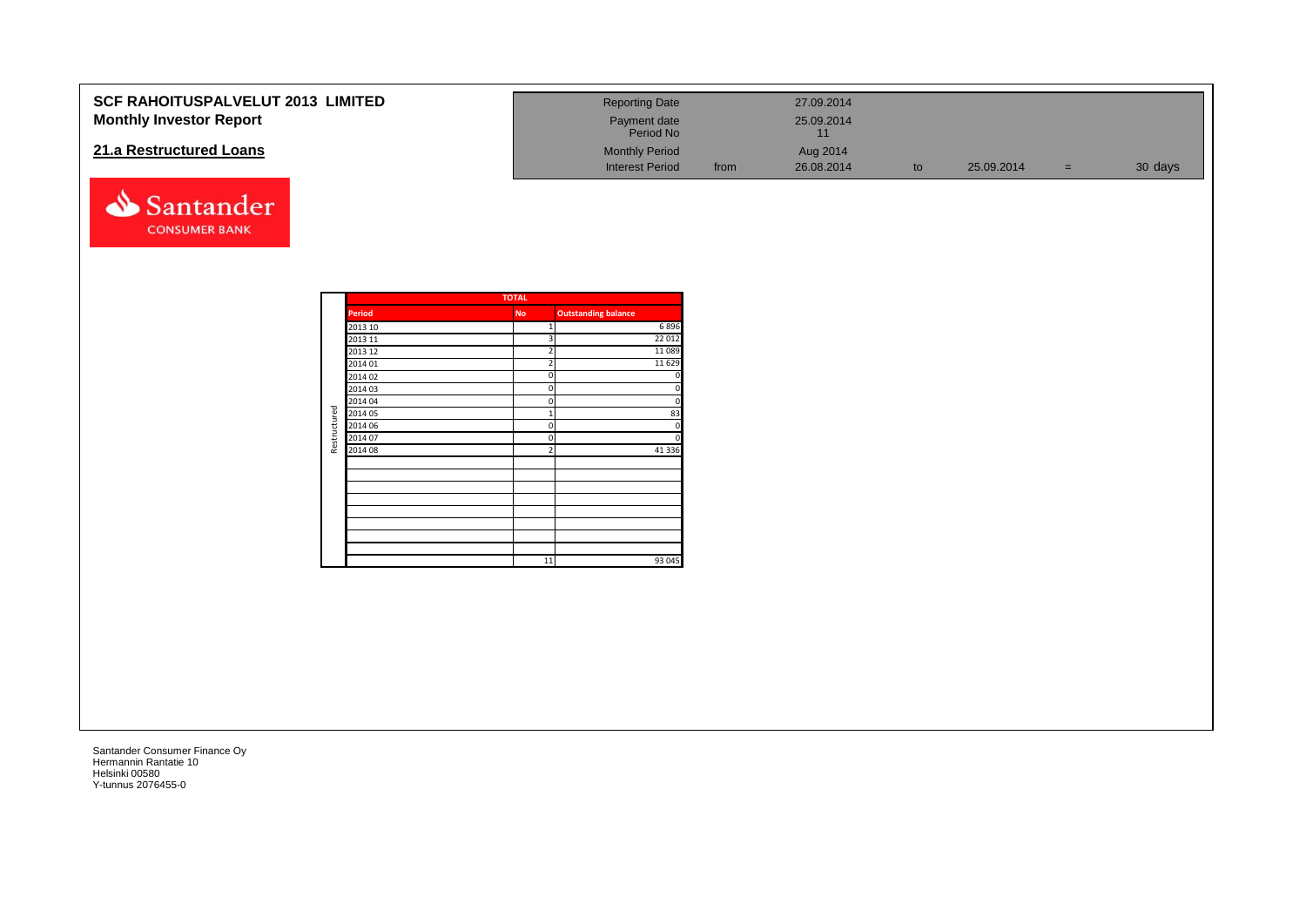**SCF RAHOITUSPALVELUT 2013 LIMITED**
**Monthly Investor Report**

## 21.a Restructured Loans

| Reporting Date | | 27.09.2014 | | | | |
|---|---|---|---|---|---|---|
| Payment date | | 25.09.2014 | | | | |
| Period No | | 11 | | | | |
| Monthly Period | | Aug 2014 | | | | |
| Interest Period | from | 26.08.2014 | to | 25.09.2014 | = | 30 days |

Santander CONSUMER BANK

| | TOTAL | | |
|---|---|---|---|
| | Period | No | Outstanding balance |
| Restructured | 2013 10 | 1 | 6 896 |
| | 2013 11 | 3 | 22 012 |
| | 2013 12 | 2 | 11 089 |
| | 2014 01 | 2 | 11 629 |
| | 2014 02 | 0 | 0 |
| | 2014 03 | 0 | 0 |
| | 2014 04 | 0 | 0 |
| | 2014 05 | 1 | 83 |
| | 2014 06 | 0 | 0 |
| | 2014 07 | 0 | 0 |
| | 2014 08 | 2 | 41 336 |
| | | 11 | 93 045 |

Santander Consumer Finance Oy
Hermannin Rantatie 10
Helsinki 00580
Y-tunnus 2076455-0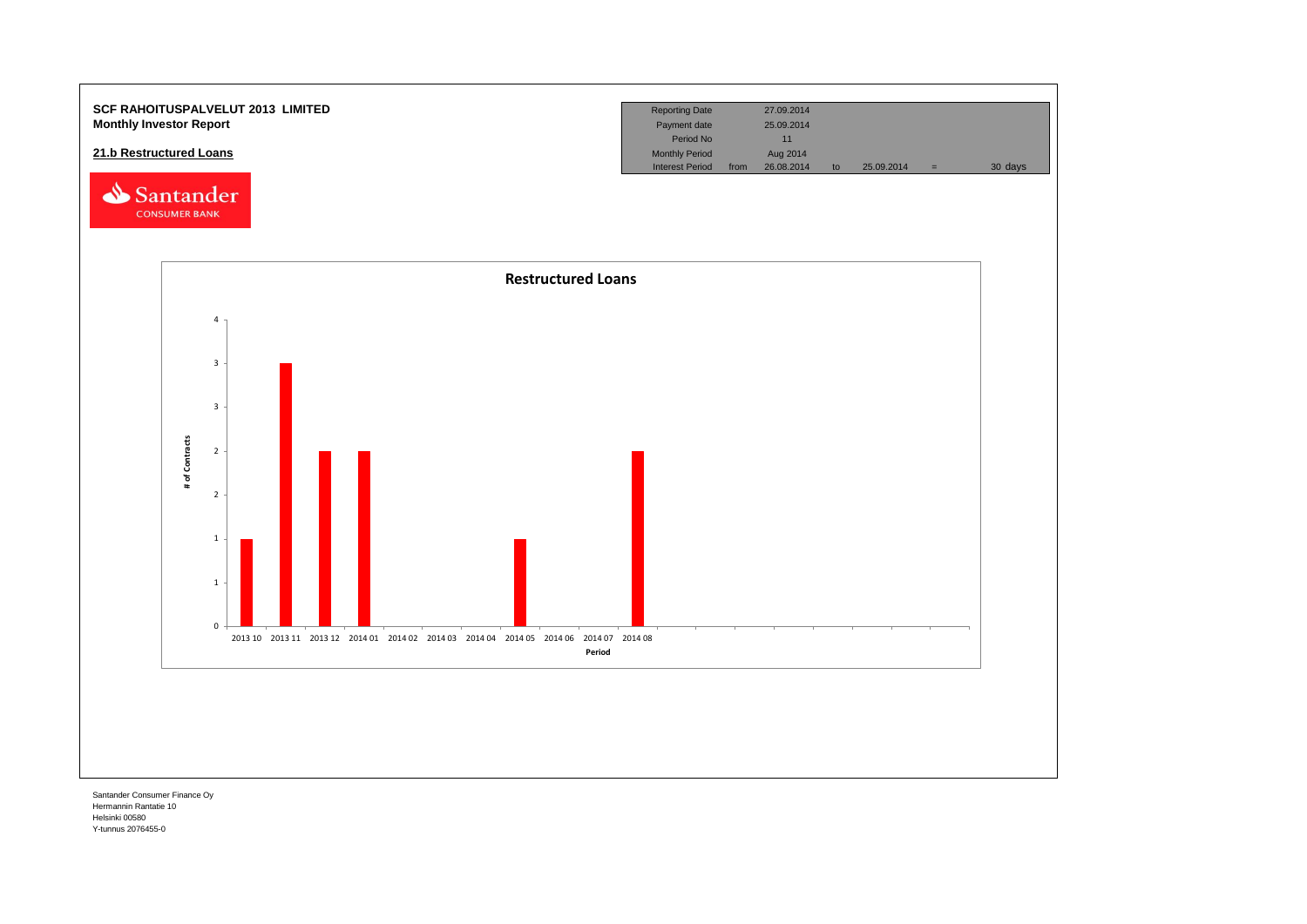**SCF RAHOITUSPALVELUT 2013 LIMITED**
**Monthly Investor Report**

| Reporting Date | | 27.09.2014 | | | | |
|---|---|---|---|---|---|---|
| Payment date | | 25.09.2014 | | | | |
| Period No | | 11 | | | | |
| Monthly Period | | Aug 2014 | | | | |
| Interest Period | from | 26.08.2014 | to | 25.09.2014 | = | 30 days |

## 21.b Restructured Loans

Santander CONSUMER BANK

**Restructured Loans**

| Period | # of Contracts |
|---|---|
| 2013 10 | 1 |
| 2013 11 | 3 |
| 2013 12 | 2 |
| 2014 01 | 2 |
| 2014 02 | |
| 2014 03 | |
| 2014 04 | |
| 2014 05 | 1 |
| 2014 06 | |
| 2014 07 | |
| 2014 08 | 2 |

Santander Consumer Finance Oy
Hermannin Rantatie 10
Helsinki 00580
Y-tunnus 2076455-0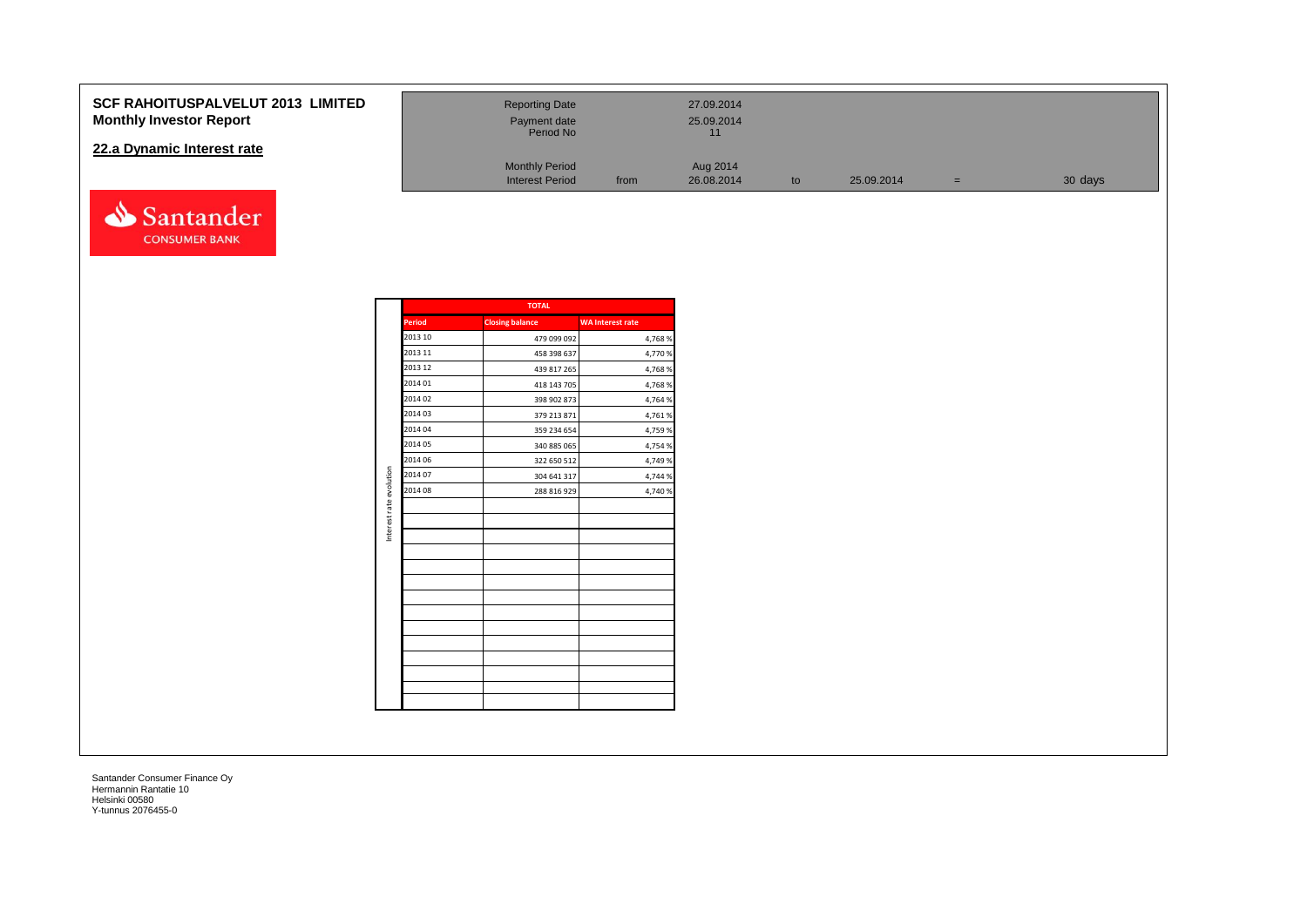# SCF RAHOITUSPALVELUT 2013 LIMITED
## Monthly Investor Report

## 22.a Dynamic Interest rate

| | | | | | | |
|---|---|---|---|---|---|---|
| Reporting Date | | 27.09.2014 | | | | |
| Payment date | | 25.09.2014 | | | | |
| Period No | | 11 | | | | |
| Monthly Period | | Aug 2014 | | | | |
| Interest Period | from | 26.08.2014 | to | 25.09.2014 | = | 30 days |

Interest rate evolution

| TOTAL | | |
|---|---|---|
| Period | Closing balance | WA Interest rate |
| 2013 10 | 479 099 092 | 4,768 % |
| 2013 11 | 458 398 637 | 4,770 % |
| 2013 12 | 439 817 265 | 4,768 % |
| 2014 01 | 418 143 705 | 4,768 % |
| 2014 02 | 398 902 873 | 4,764 % |
| 2014 03 | 379 213 871 | 4,761 % |
| 2014 04 | 359 234 654 | 4,759 % |
| 2014 05 | 340 885 065 | 4,754 % |
| 2014 06 | 322 650 512 | 4,749 % |
| 2014 07 | 304 641 317 | 4,744 % |
| 2014 08 | 288 816 929 | 4,740 % |

Santander Consumer Finance Oy
Hermannin Rantatie 10
Helsinki 00580
Y-tunnus 2076455-0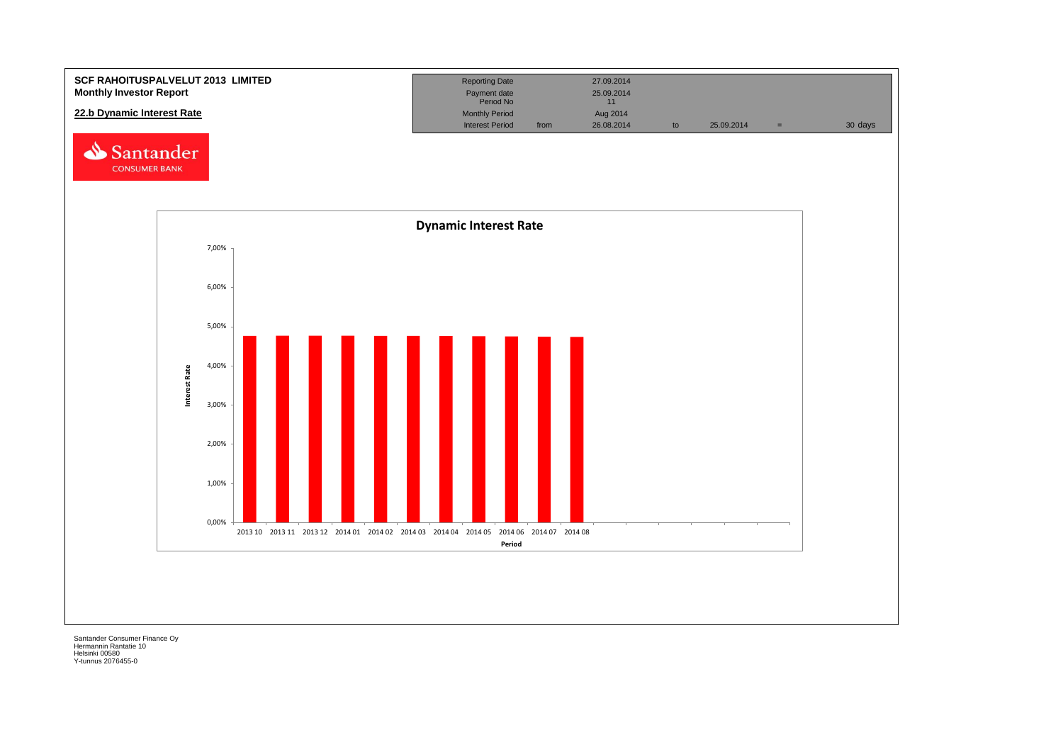**SCF RAHOITUSPALVELUT 2013 LIMITED**
**Monthly Investor Report**

## 22.b Dynamic Interest Rate

| Reporting Date | | 27.09.2014 | | | | |
|---|---|---|---|---|---|---|
| Payment date | | 25.09.2014 | | | | |
| Period No | | 11 | | | | |
| Monthly Period | | Aug 2014 | | | | |
| Interest Period | from | 26.08.2014 | to | 25.09.2014 | = | 30 days |

**Dynamic Interest Rate**

Interest Rate

7,00%
6,00%
5,00%
4,00%
3,00%
2,00%
1,00%
0,00%

2013 10 2013 11 2013 12 2014 01 2014 02 2014 03 2014 04 2014 05 2014 06 2014 07 2014 08

Period

Santander Consumer Finance Oy
Hermannin Rantatie 10
Helsinki 00580
Y-tunnus 2076455-0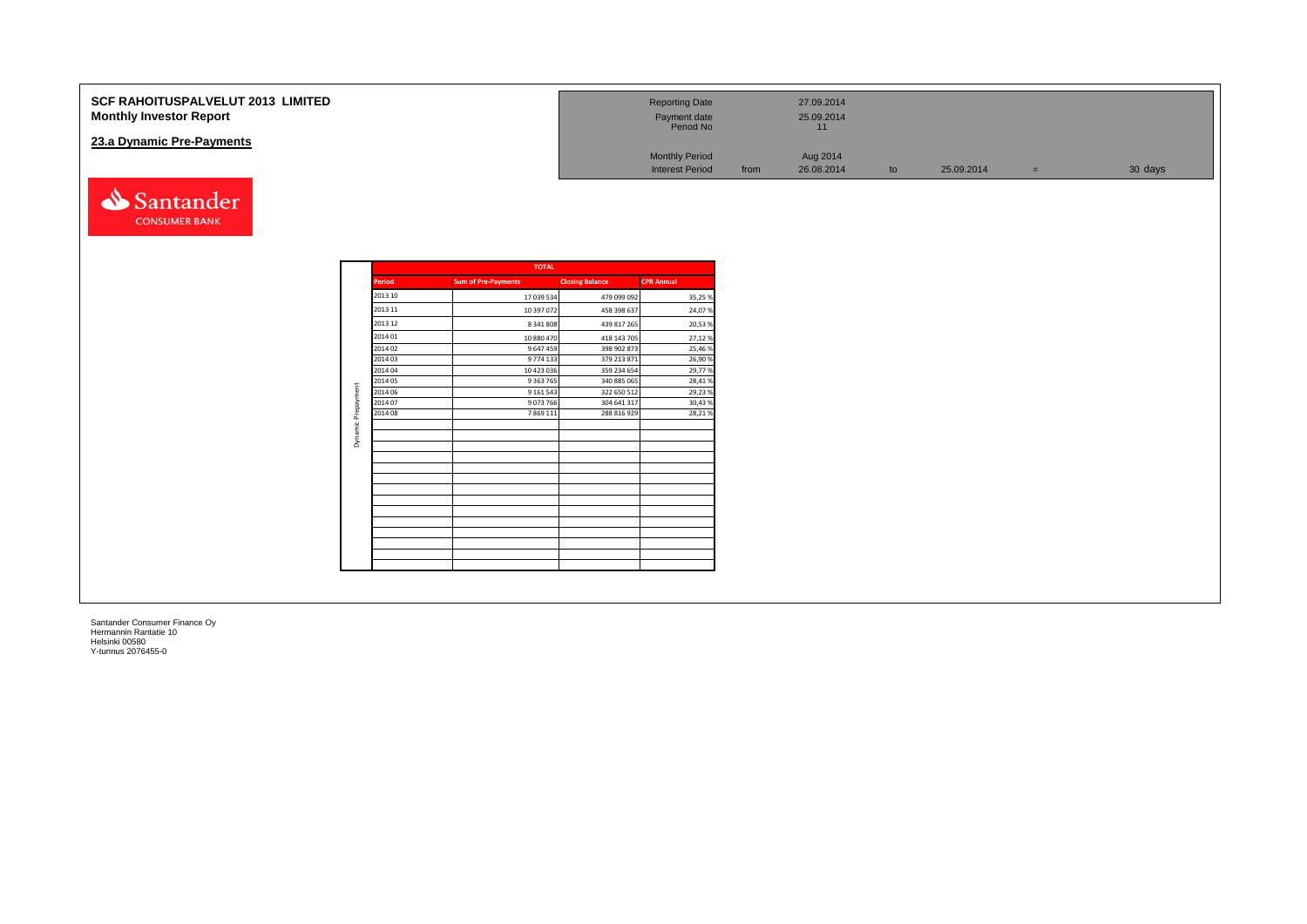# SCF RAHOITUSPALVELUT 2013 LIMITED
## Monthly Investor Report

### 23.a Dynamic Pre-Payments

| | | | | | | |
|---|---|---|---|---|---|---|
| Reporting Date | | 27.09.2014 | | | | |
| Payment date | | 25.09.2014 | | | | |
| Period No | | 11 | | | | |
| Monthly Period | | Aug 2014 | | | | |
| Interest Period | from | 26.08.2014 | to | 25.09.2014 | = | 30 days |

Santander CONSUMER BANK

**Dynamic Prepayment**

| TOTAL | | | |
|---|---|---|---|
| Period | Sum of Pre-Payments | Closing Balance | CPR Annual |
| 2013 10 | 17 039 534 | 479 099 092 | 35,25 % |
| 2013 11 | 10 397 072 | 458 398 637 | 24,07 % |
| 2013 12 | 8 341 808 | 439 817 265 | 20,53 % |
| 2014 01 | 10 880 470 | 418 143 705 | 27,12 % |
| 2014 02 | 9 647 459 | 398 902 873 | 25,46 % |
| 2014 03 | 9 774 133 | 379 213 871 | 26,90 % |
| 2014 04 | 10 423 036 | 359 234 654 | 29,77 % |
| 2014 05 | 9 363 765 | 340 885 065 | 28,41 % |
| 2014 06 | 9 161 543 | 322 650 512 | 29,23 % |
| 2014 07 | 9 073 766 | 304 641 317 | 30,43 % |
| 2014 08 | 7 869 111 | 288 816 929 | 28,21 % |

Santander Consumer Finance Oy
Hermannin Rantatie 10
Helsinki 00580
Y-tunnus 2076455-0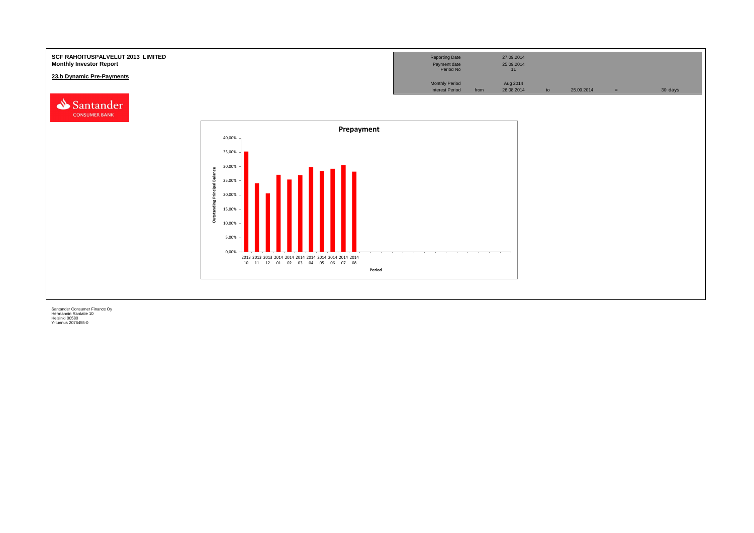**SCF RAHOITUSPALVELUT 2013 LIMITED**
**Monthly Investor Report**

**23.b Dynamic Pre-Payments**

| | | | | | | |
|---|---|---|---|---|---|---|
| Reporting Date | | 27.09.2014 | | | | |
| Payment date | | 25.09.2014 | | | | |
| Period No | | 11 | | | | |
| Monthly Period | | Aug 2014 | | | | |
| Interest Period | from | 26.08.2014 | to | 25.09.2014 | = | 30 days |

Prepayment

Outstanding Principal Balance

40,00%
35,00%
30,00%
25,00%
20,00%
15,00%
10,00%
5,00%
0,00%

2013 10, 2013 11, 2013 12, 2014 01, 2014 02, 2014 03, 2014 04, 2014 05, 2014 06, 2014 07, 2014 08

Period

Santander Consumer Finance Oy
Hermannin Rantatie 10
Helsinki 00580
Y-tunnus 2076455-0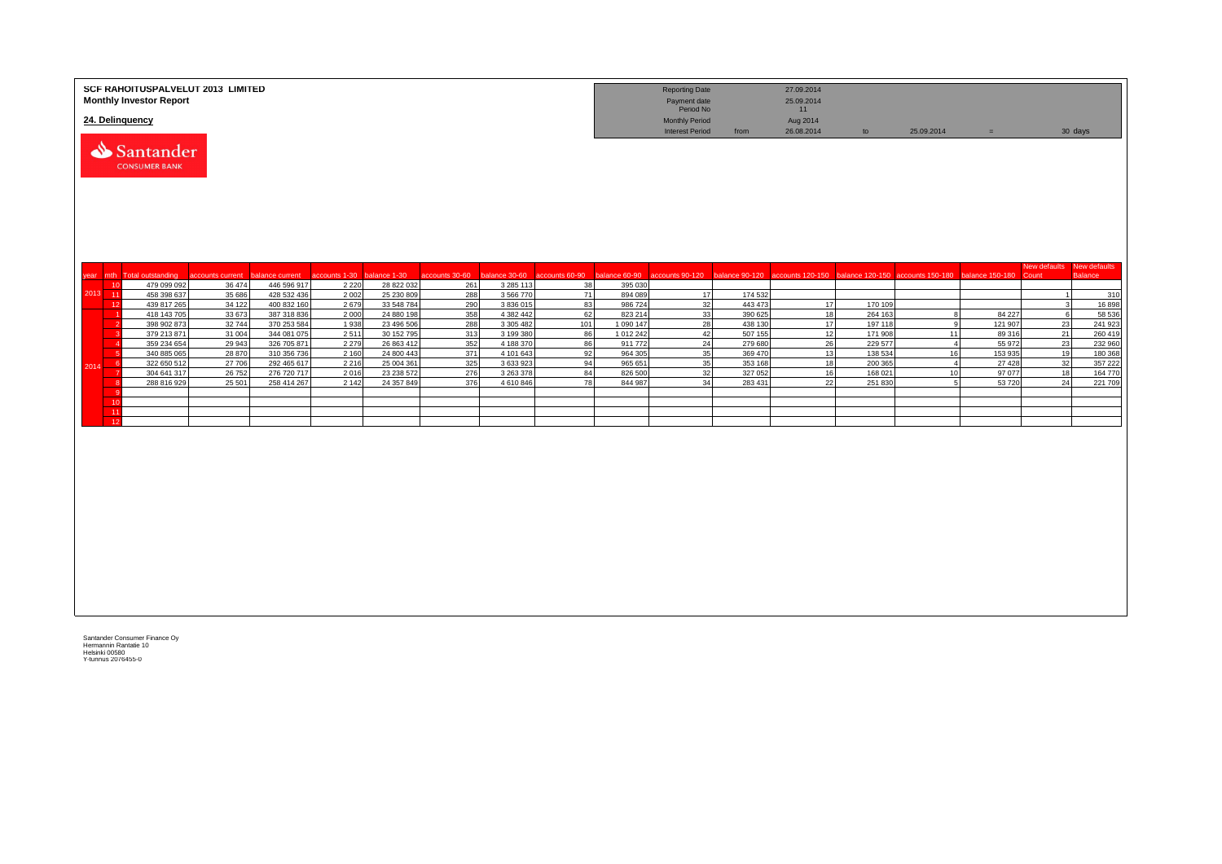**SCF RAHOITUSPALVELUT 2013 LIMITED**
**Monthly Investor Report**

**24. Delinquency**

| | | | | | |
|---|---|---|---|---|---|
| Reporting Date | | 27.09.2014 | | | |
| Payment date | | 25.09.2014 | | | |
| Period No | | 11 | | | |
| Monthly Period | | Aug 2014 | | | |
| Interest Period | from | 26.08.2014 | to | 25.09.2014 | = 30 days |

| year | mth | Total outstanding | accounts current | balance current | accounts 1-30 | balance 1-30 | accounts 30-60 | balance 30-60 | accounts 60-90 | balance 60-90 | accounts 90-120 | balance 90-120 | accounts 120-150 | balance 120-150 | accounts 150-180 | balance 150-180 | New defaults Count | New defaults Balance |
|---|---|---|---|---|---|---|---|---|---|---|---|---|---|---|---|---|---|---|
| 2013 | 10 | 479 099 092 | 36 474 | 446 596 917 | 2 220 | 28 822 032 | 261 | 3 285 113 | 38 | 395 030 | | | | | | | | |
| | 11 | 458 398 637 | 35 686 | 428 532 436 | 2 002 | 25 230 809 | 288 | 3 566 770 | 71 | 894 089 | 17 | 174 532 | | | | | 1 | 310 |
| | 12 | 439 817 265 | 34 122 | 400 832 160 | 2 679 | 33 548 784 | 290 | 3 836 015 | 83 | 986 724 | 32 | 443 473 | 17 | 170 109 | | | 3 | 16 898 |
| 2014 | 1 | 418 143 705 | 33 673 | 387 318 836 | 2 000 | 24 880 198 | 358 | 4 382 442 | 62 | 823 214 | 33 | 390 625 | 18 | 264 163 | 8 | 84 227 | 6 | 58 536 |
| | 2 | 398 902 873 | 32 744 | 370 253 584 | 1 938 | 23 496 506 | 288 | 3 305 482 | 101 | 1 090 147 | 28 | 438 130 | 17 | 197 118 | 9 | 121 907 | 23 | 241 923 |
| | 3 | 379 213 871 | 31 004 | 344 081 075 | 2 511 | 30 152 795 | 313 | 3 199 380 | 86 | 1 012 242 | 42 | 507 155 | 12 | 171 908 | 11 | 89 316 | 21 | 260 419 |
| | 4 | 359 234 654 | 29 943 | 326 705 871 | 2 279 | 26 863 412 | 352 | 4 188 370 | 86 | 911 772 | 24 | 279 680 | 26 | 229 577 | 4 | 55 972 | 23 | 232 960 |
| | 5 | 340 885 065 | 28 870 | 310 356 736 | 2 160 | 24 800 443 | 371 | 4 101 643 | 92 | 964 305 | 35 | 369 470 | 13 | 138 534 | 16 | 153 935 | 19 | 180 368 |
| | 6 | 322 650 512 | 27 706 | 292 465 617 | 2 216 | 25 004 361 | 325 | 3 633 923 | 94 | 965 651 | 35 | 353 168 | 18 | 200 365 | 4 | 27 428 | 32 | 357 222 |
| | 7 | 304 641 317 | 26 752 | 276 720 717 | 2 016 | 23 238 572 | 276 | 3 263 378 | 84 | 826 500 | 32 | 327 052 | 16 | 168 021 | 10 | 97 077 | 18 | 164 770 |
| | 8 | 288 816 929 | 25 501 | 258 414 267 | 2 142 | 24 357 849 | 376 | 4 610 846 | 78 | 844 987 | 34 | 283 431 | 22 | 251 830 | 5 | 53 720 | 24 | 221 709 |
| | 9 | | | | | | | | | | | | | | | | | |
| | 10 | | | | | | | | | | | | | | | | | |
| | 11 | | | | | | | | | | | | | | | | | |
| | 12 | | | | | | | | | | | | | | | | | |

Santander Consumer Finance Oy
Hermannin Rantatie 10
Helsinki 00580
Y-tunnus 2076455-0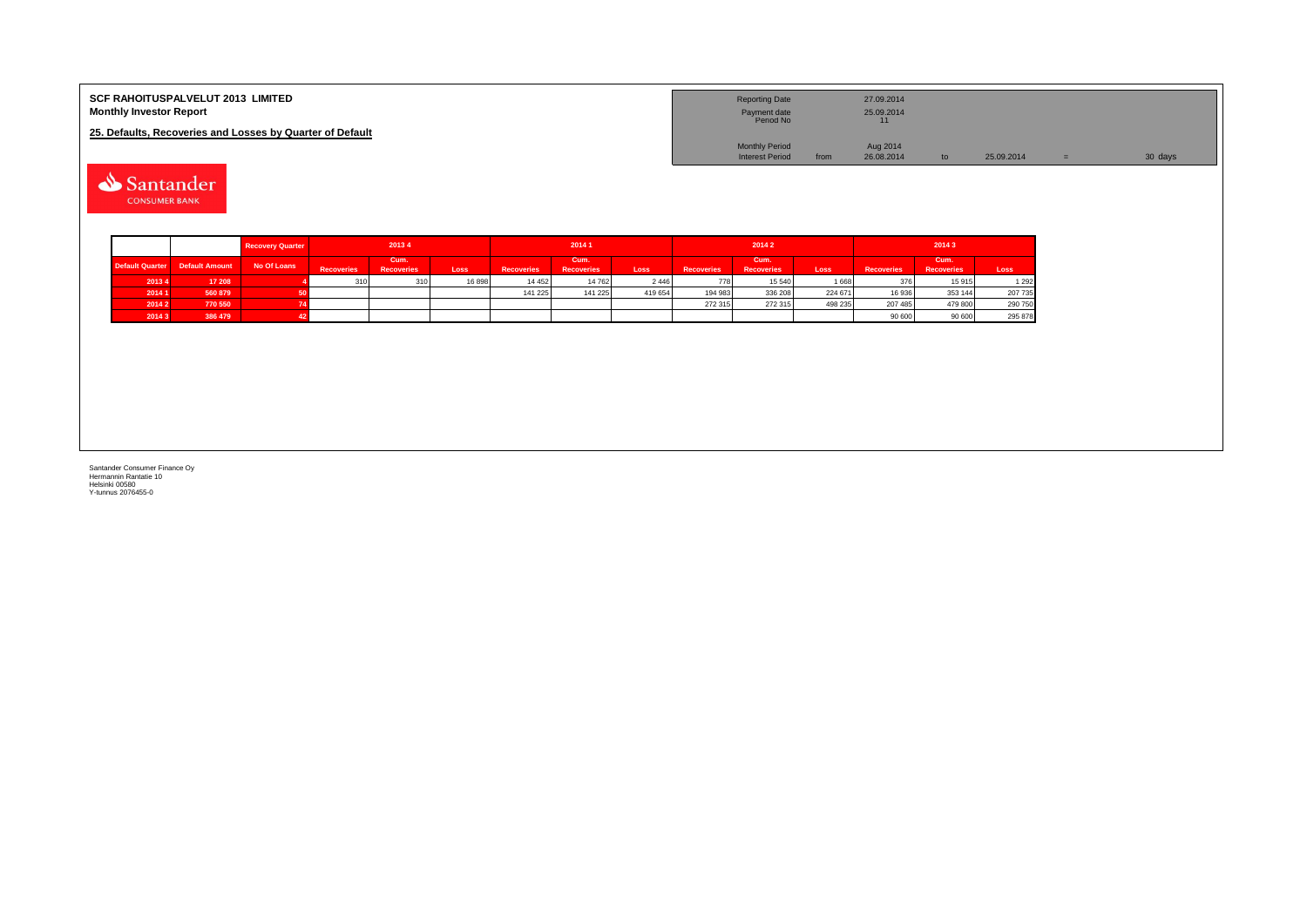**SCF RAHOITUSPALVELUT 2013 LIMITED**
**Monthly Investor Report**

**25. Defaults, Recoveries and Losses by Quarter of Default**

| | | | | | |
|---|---|---|---|---|---|
| Reporting Date | | 27.09.2014 | | | |
| Payment date | | 25.09.2014 | | | |
| Period No | | 11 | | | |
| Monthly Period | | Aug 2014 | | | |
| Interest Period | from | 26.08.2014 | to | 25.09.2014 | = 30 days |

| | | Recovery Quarter | 2013 4 | | | 2014 1 | | | 2014 2 | | | 2014 3 | | |
|---|---|---|---|---|---|---|---|---|---|---|---|---|---|---|
| Default Quarter | Default Amount | No Of Loans | Recoveries | Cum. Recoveries | Loss | Recoveries | Cum. Recoveries | Loss | Recoveries | Cum. Recoveries | Loss | Recoveries | Cum. Recoveries | Loss |
| 2013 4 | 17 208 | 4 | 310 | 310 | 16 898 | 14 452 | 14 762 | 2 446 | 778 | 15 540 | 1 668 | 376 | 15 915 | 1 292 |
| 2014 1 | 560 879 | 50 | | | | 141 225 | 141 225 | 419 654 | 194 983 | 336 208 | 224 671 | 16 936 | 353 144 | 207 735 |
| 2014 2 | 770 550 | 74 | | | | | | | 272 315 | 272 315 | 498 235 | 207 485 | 479 800 | 290 750 |
| 2014 3 | 386 479 | 42 | | | | | | | | | | 90 600 | 90 600 | 295 878 |

Santander Consumer Finance Oy
Hermannin Rantatie 10
Helsinki 00580
Y-tunnus 2076455-0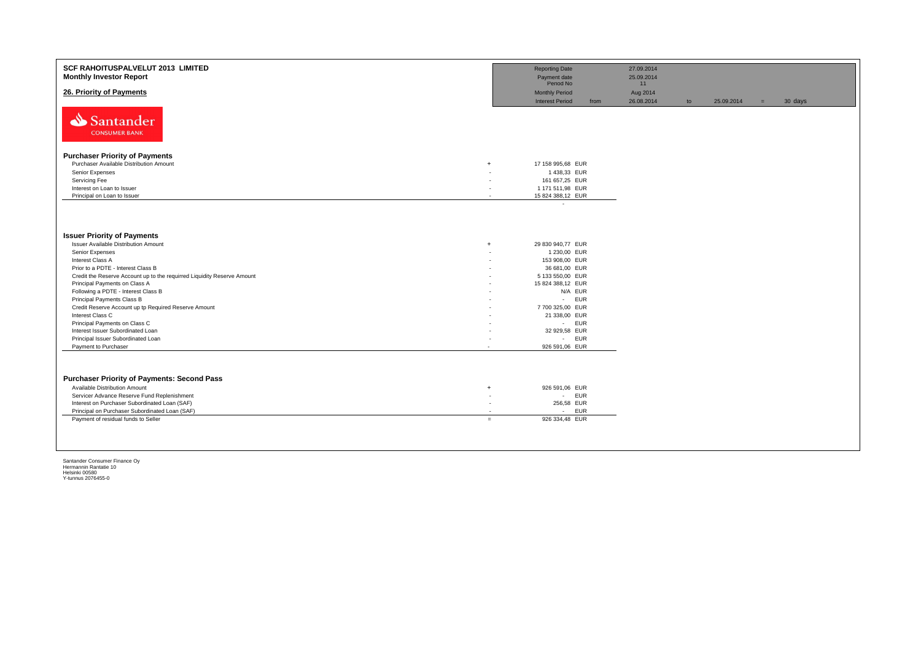**SCF RAHOITUSPALVELUT 2013 LIMITED**
**Monthly Investor Report**

## 26. Priority of Payments

| | | | | | | |
|---|---|---|---|---|---|---|
| Reporting Date | | 27.09.2014 | | | | |
| Payment date | | 25.09.2014 | | | | |
| Period No | | 11 | | | | |
| Monthly Period | | Aug 2014 | | | | |
| Interest Period | from | 26.08.2014 | to | 25.09.2014 | = | 30 days |

### Purchaser Priority of Payments

| | | |
|---|---|---|
| Purchaser Available Distribution Amount | + | 17 158 995,68 EUR |
| Senior Expenses | - | 1 438,33 EUR |
| Servicing Fee | - | 161 657,25 EUR |
| Interest on Loan to Issuer | - | 1 171 511,98 EUR |
| Principal on Loan to Issuer | - | 15 824 388,12 EUR |
| | | - |

### Issuer Priority of Payments

| | | |
|---|---|---|
| Issuer Available Distribution Amount | + | 29 830 940,77 EUR |
| Senior Expenses | - | 1 230,00 EUR |
| Interest Class A | - | 153 908,00 EUR |
| Prior to a PDTE - Interest Class B | - | 36 681,00 EUR |
| Credit the Reserve Account up to the requirred Liquidity Reserve Amount | - | 5 133 550,00 EUR |
| Principal Payments on Class A | - | 15 824 388,12 EUR |
| Following a PDTE - Interest Class B | - | N/A EUR |
| Principal Payments Class B | - | - EUR |
| Credit Reserve Account up tp Required Reserve Amount | - | 7 700 325,00 EUR |
| Interest Class C | - | 21 338,00 EUR |
| Principal Payments on Class C | - | - EUR |
| Interest Issuer Subordinated Loan | - | 32 929,58 EUR |
| Principal Issuer Subordinated Loan | - | - EUR |
| Payment to Purchaser | - | 926 591,06 EUR |

### Purchaser Priority of Payments: Second Pass

| | | |
|---|---|---|
| Available Distribution Amount | + | 926 591,06 EUR |
| Servicer Advance Reserve Fund Replenishment | - | - EUR |
| Interest on Purchaser Subordinated Loan (SAF) | - | 256,58 EUR |
| Principal on Purchaser Subordinated Loan (SAF) | - | - EUR |
| Payment of residual funds to Seller | = | 926 334,48 EUR |

Santander Consumer Finance Oy
Hermannin Rantatie 10
Helsinki 00580
Y-tunnus 2076455-0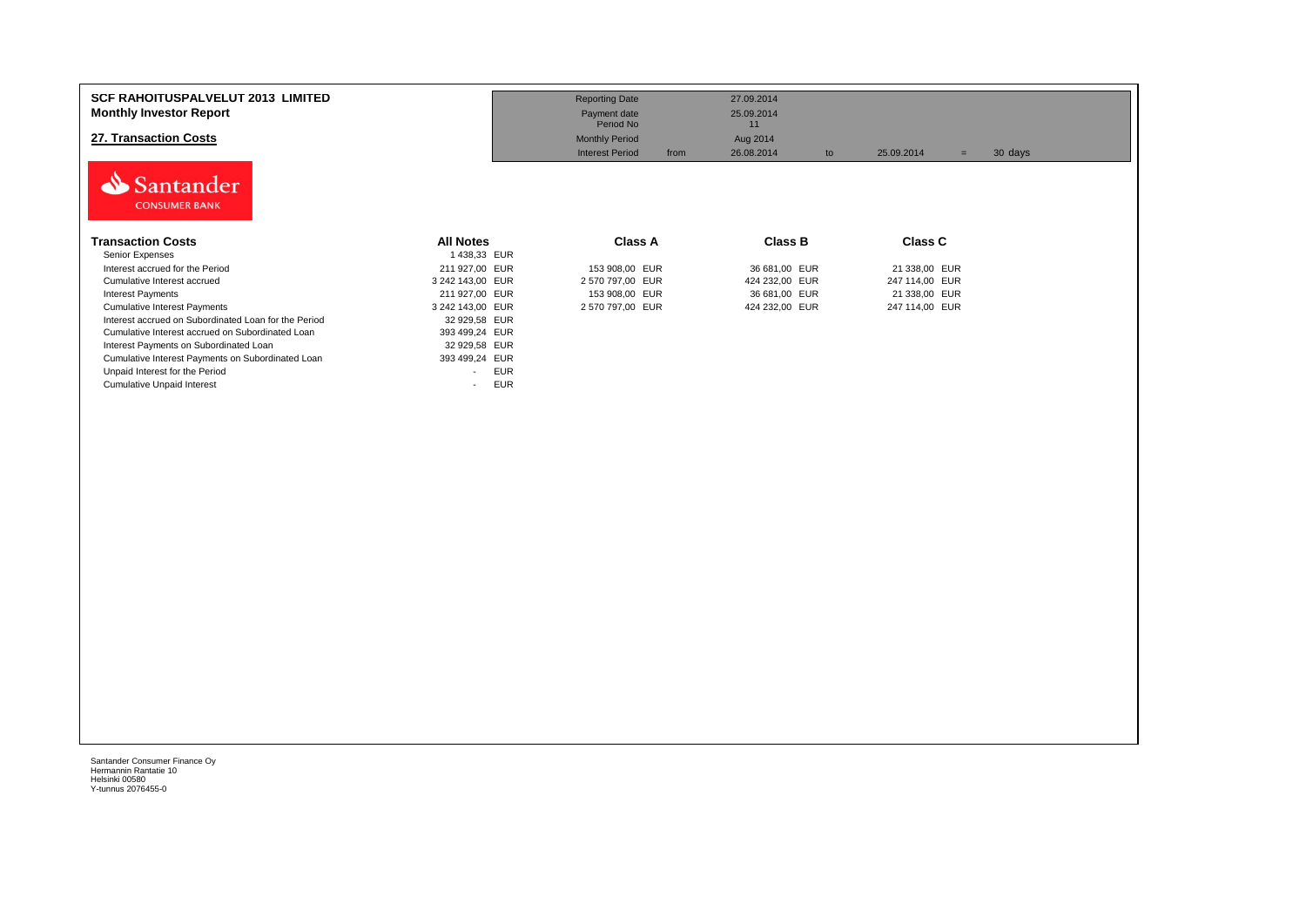**SCF RAHOITUSPALVELUT 2013 LIMITED**
**Monthly Investor Report**

## 27. Transaction Costs

| | | | | | | |
|---|---|---|---|---|---|---|
| Reporting Date | | 27.09.2014 | | | | |
| Payment date | | 25.09.2014 | | | | |
| Period No | | 11 | | | | |
| Monthly Period | | Aug 2014 | | | | |
| Interest Period | from | 26.08.2014 | to | 25.09.2014 | = | 30 days |

Santander CONSUMER BANK

| Transaction Costs | All Notes | Class A | Class B | Class C |
|---|---|---|---|---|
| Senior Expenses | 1 438,33 EUR | | | |
| Interest accrued for the Period | 211 927,00 EUR | 153 908,00 EUR | 36 681,00 EUR | 21 338,00 EUR |
| Cumulative Interest accrued | 3 242 143,00 EUR | 2 570 797,00 EUR | 424 232,00 EUR | 247 114,00 EUR |
| Interest Payments | 211 927,00 EUR | 153 908,00 EUR | 36 681,00 EUR | 21 338,00 EUR |
| Cumulative Interest Payments | 3 242 143,00 EUR | 2 570 797,00 EUR | 424 232,00 EUR | 247 114,00 EUR |
| Interest accrued on Subordinated Loan for the Period | 32 929,58 EUR | | | |
| Cumulative Interest accrued on Subordinated Loan | 393 499,24 EUR | | | |
| Interest Payments on Subordinated Loan | 32 929,58 EUR | | | |
| Cumulative Interest Payments on Subordinated Loan | 393 499,24 EUR | | | |
| Unpaid Interest for the Period | - EUR | | | |
| Cumulative Unpaid Interest | - EUR | | | |

Santander Consumer Finance Oy
Hermannin Rantatie 10
Helsinki 00580
Y-tunnus 2076455-0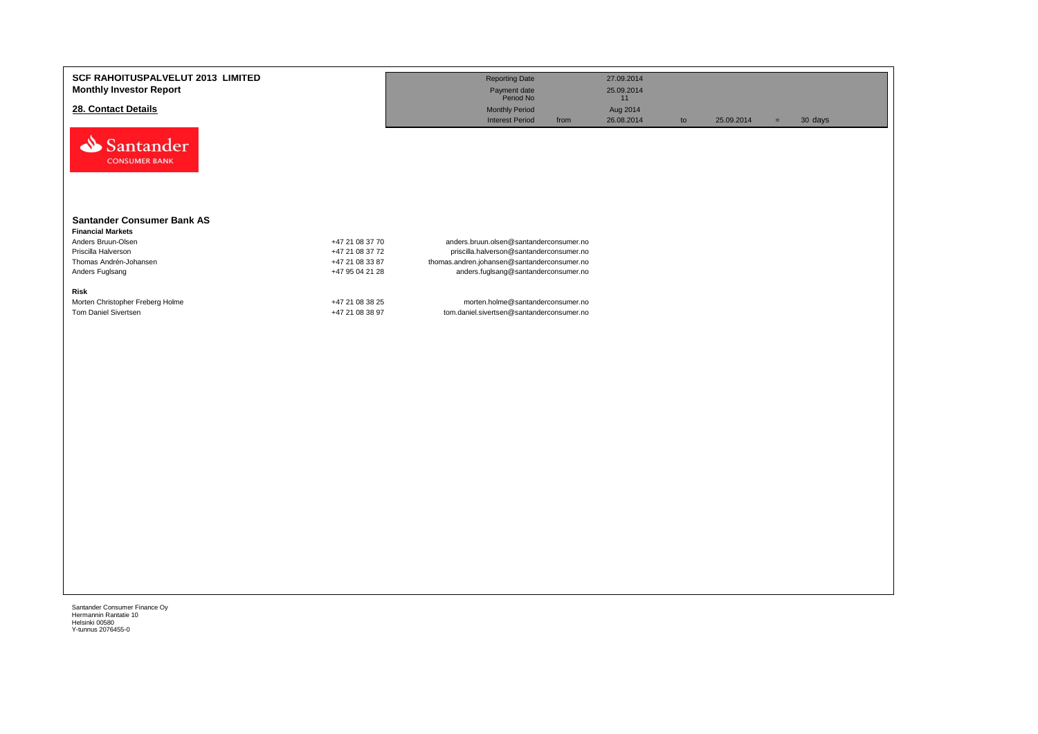**SCF RAHOITUSPALVELUT 2013 LIMITED**
**Monthly Investor Report**

## 28. Contact Details

| | | | | | | | |
|---|---|---|---|---|---|---|---|
| Reporting Date | | 27.09.2014 | | | | | |
| Payment date | | 25.09.2014 | | | | | |
| Period No | | 11 | | | | | |
| Monthly Period | | Aug 2014 | | | | | |
| Interest Period | from | 26.08.2014 | to | 25.09.2014 | = | 30 days | |

Santander CONSUMER BANK

### Santander Consumer Bank AS

**Financial Markets**

| | | |
|---|---|---|
| Anders Bruun-Olsen | +47 21 08 37 70 | anders.bruun.olsen@santanderconsumer.no |
| Priscilla Halverson | +47 21 08 37 72 | priscilla.halverson@santanderconsumer.no |
| Thomas Andrén-Johansen | +47 21 08 33 87 | thomas.andren.johansen@santanderconsumer.no |
| Anders Fuglsang | +47 95 04 21 28 | anders.fuglsang@santanderconsumer.no |

**Risk**

| | | |
|---|---|---|
| Morten Christopher Freberg Holme | +47 21 08 38 25 | morten.holme@santanderconsumer.no |
| Tom Daniel Sivertsen | +47 21 08 38 97 | tom.daniel.sivertsen@santanderconsumer.no |

Santander Consumer Finance Oy
Hermannin Rantatie 10
Helsinki 00580
Y-tunnus 2076455-0